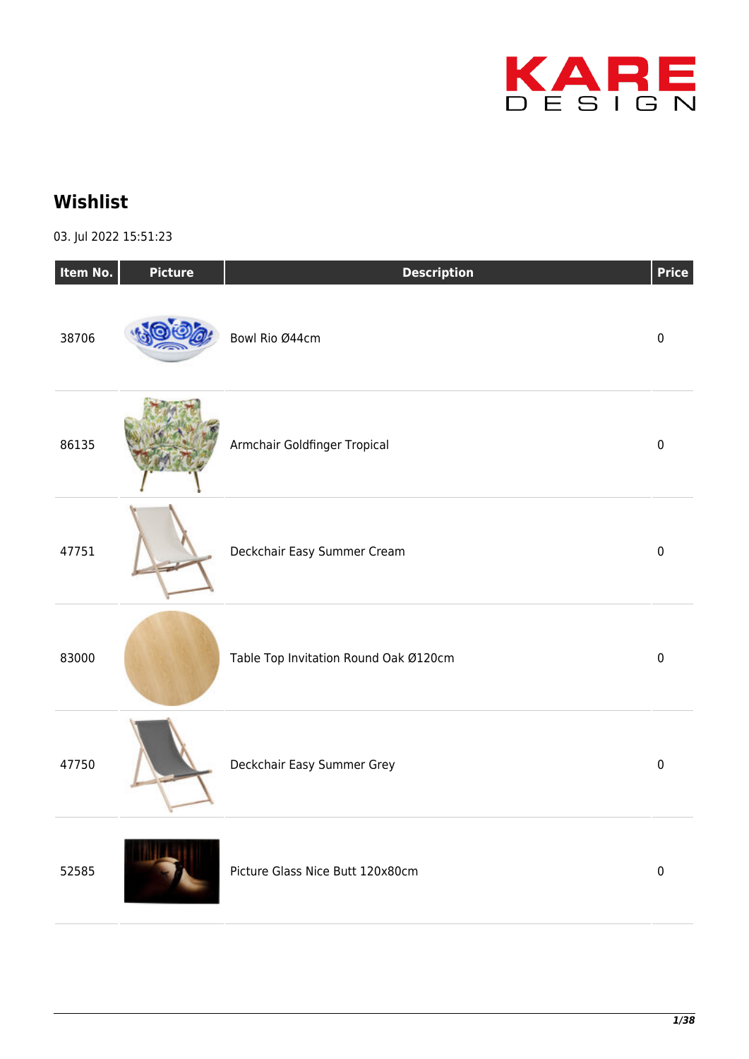KARE DESIGN

# Wishlist

03. Jul 2022 15:51:23

| Item No. | Picture | Description | Price |
| --- | --- | --- | --- |
| 38706 | | Bowl Rio Ø44cm | 0 |
| 86135 | | Armchair Goldfinger Tropical | 0 |
| 47751 | | Deckchair Easy Summer Cream | 0 |
| 83000 | | Table Top Invitation Round Oak Ø120cm | 0 |
| 47750 | | Deckchair Easy Summer Grey | 0 |
| 52585 | | Picture Glass Nice Butt 120x80cm | 0 |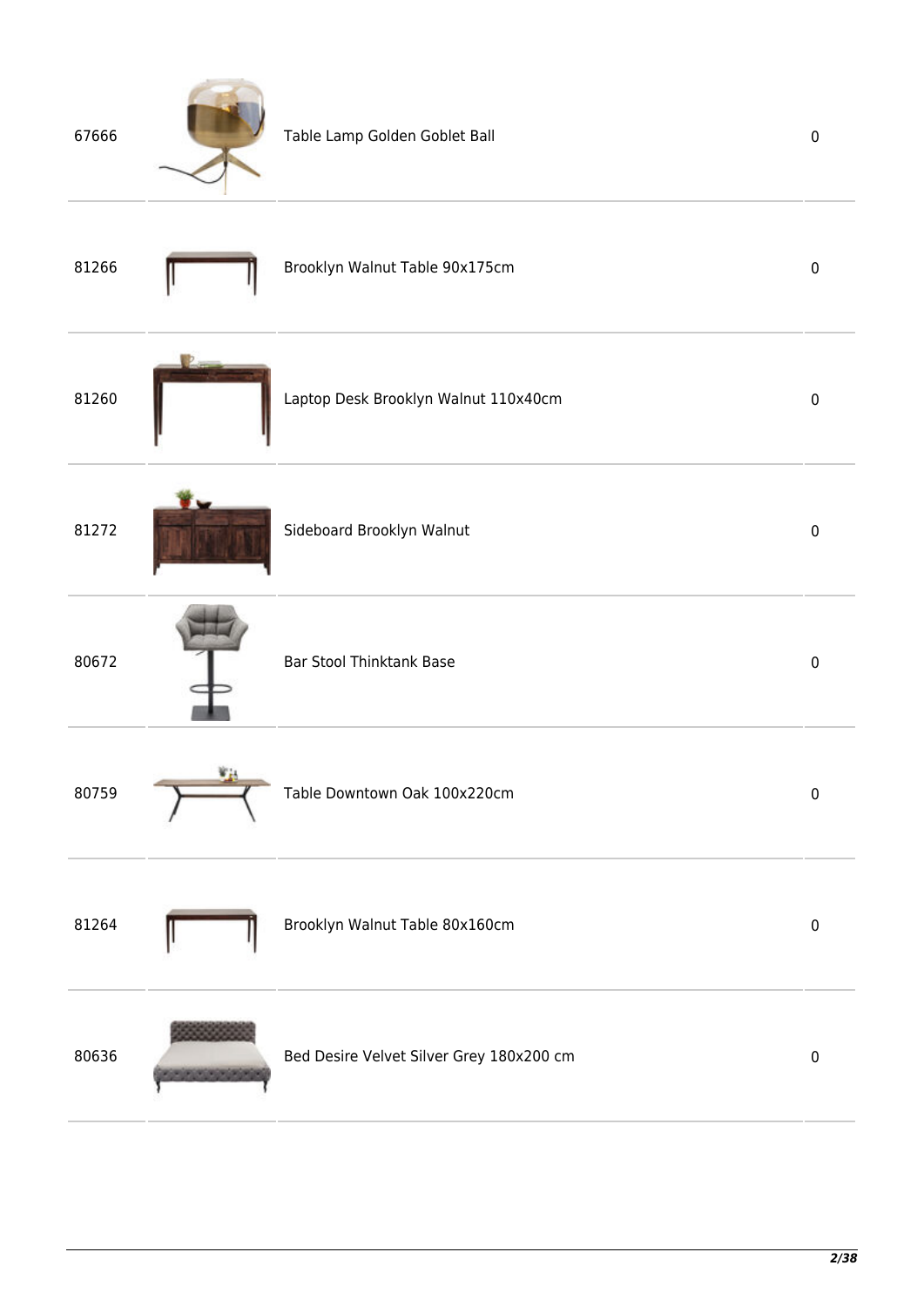| | | | |
|---|---|---|---|
| 67666 | | Table Lamp Golden Goblet Ball | 0 |
| 81266 | | Brooklyn Walnut Table 90x175cm | 0 |
| 81260 | | Laptop Desk Brooklyn Walnut 110x40cm | 0 |
| 81272 | | Sideboard Brooklyn Walnut | 0 |
| 80672 | | Bar Stool Thinktank Base | 0 |
| 80759 | | Table Downtown Oak 100x220cm | 0 |
| 81264 | | Brooklyn Walnut Table 80x160cm | 0 |
| 80636 | | Bed Desire Velvet Silver Grey 180x200 cm | 0 |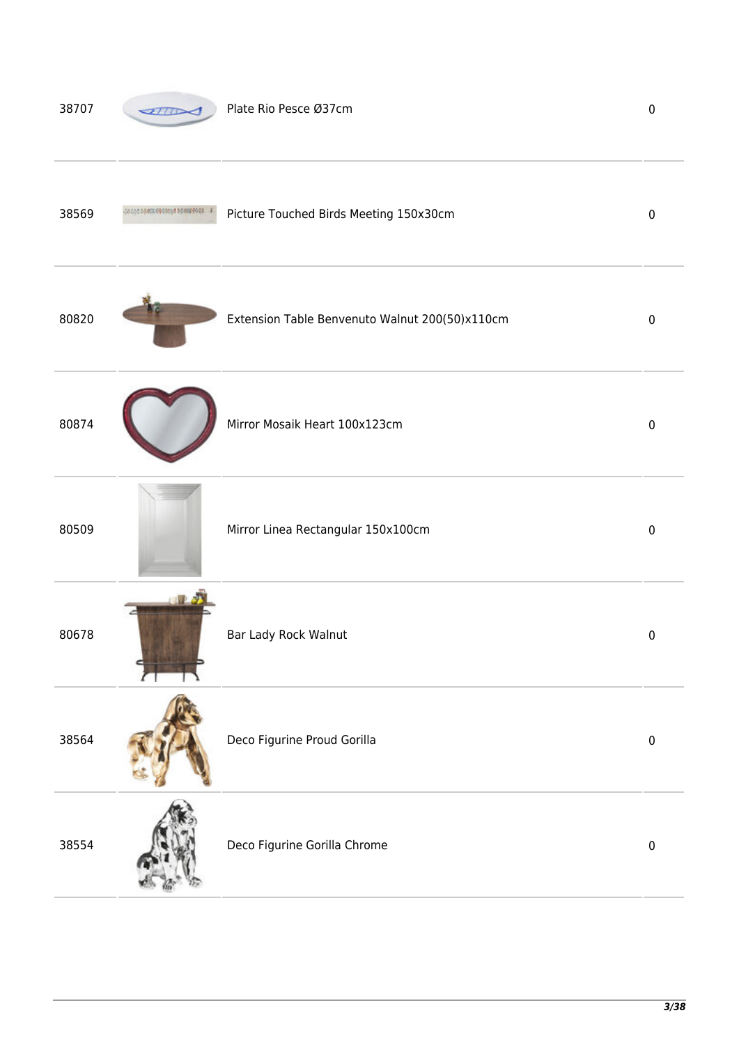| | | | |
|---|---|---|---|
| 38707 | | Plate Rio Pesce Ø37cm | 0 |
| 38569 | | Picture Touched Birds Meeting 150x30cm | 0 |
| 80820 | | Extension Table Benvenuto Walnut 200(50)x110cm | 0 |
| 80874 | | Mirror Mosaik Heart 100x123cm | 0 |
| 80509 | | Mirror Linea Rectangular 150x100cm | 0 |
| 80678 | | Bar Lady Rock Walnut | 0 |
| 38564 | | Deco Figurine Proud Gorilla | 0 |
| 38554 | | Deco Figurine Gorilla Chrome | 0 |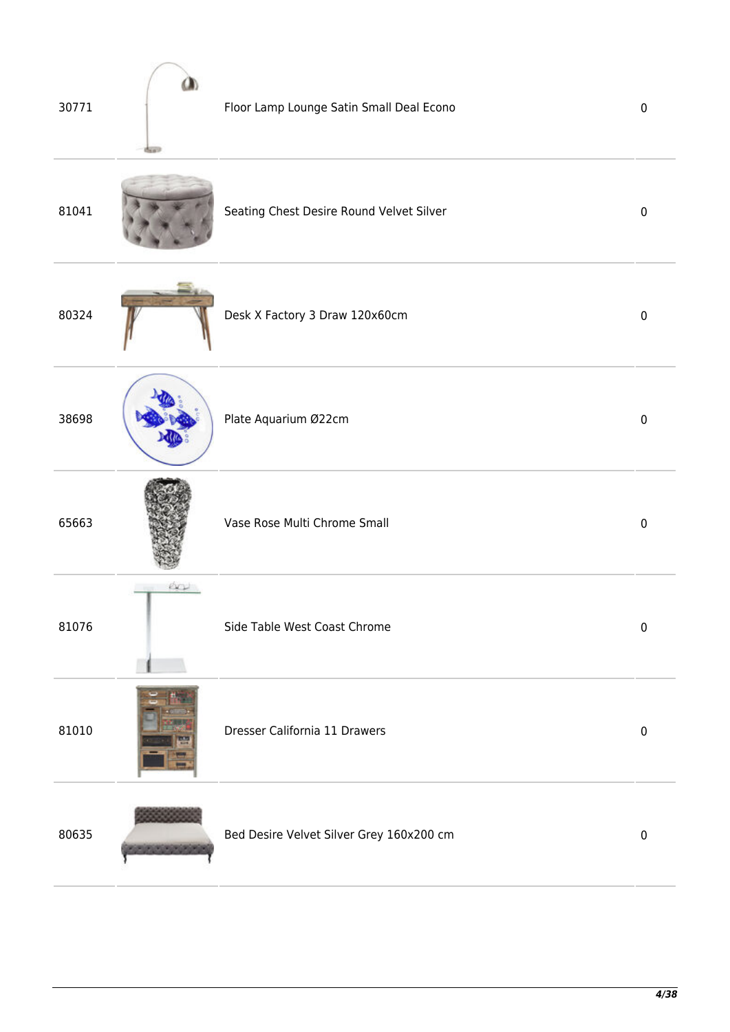| | | | |
|---|---|---|---|
| 30771 | | Floor Lamp Lounge Satin Small Deal Econo | 0 |
| 81041 | | Seating Chest Desire Round Velvet Silver | 0 |
| 80324 | | Desk X Factory 3 Draw 120x60cm | 0 |
| 38698 | | Plate Aquarium Ø22cm | 0 |
| 65663 | | Vase Rose Multi Chrome Small | 0 |
| 81076 | | Side Table West Coast Chrome | 0 |
| 81010 | | Dresser California 11 Drawers | 0 |
| 80635 | | Bed Desire Velvet Silver Grey 160x200 cm | 0 |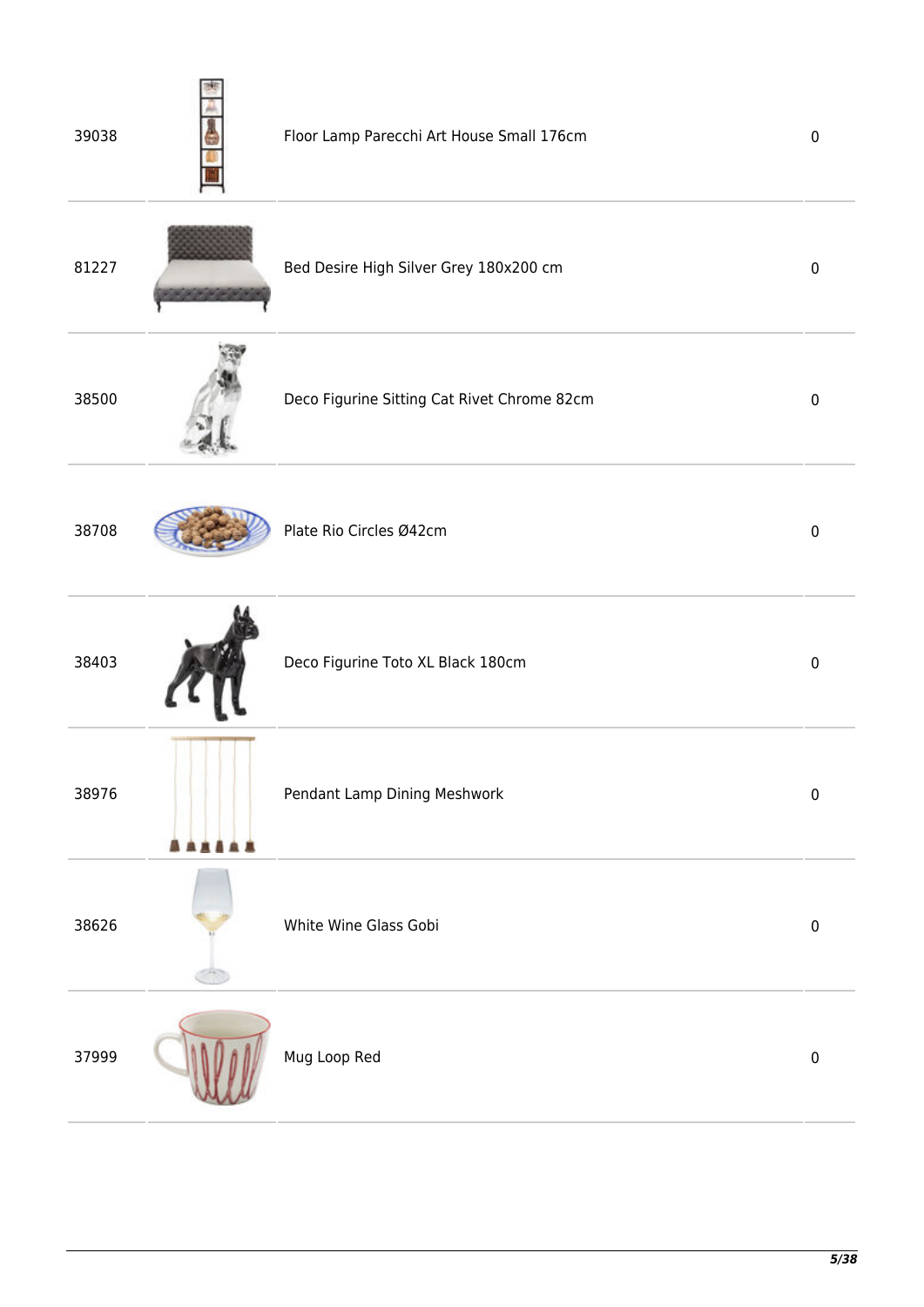| | | | |
|---|---|---|---|
| 39038 | | Floor Lamp Parecchi Art House Small 176cm | 0 |
| 81227 | | Bed Desire High Silver Grey 180x200 cm | 0 |
| 38500 | | Deco Figurine Sitting Cat Rivet Chrome 82cm | 0 |
| 38708 | | Plate Rio Circles Ø42cm | 0 |
| 38403 | | Deco Figurine Toto XL Black 180cm | 0 |
| 38976 | | Pendant Lamp Dining Meshwork | 0 |
| 38626 | | White Wine Glass Gobi | 0 |
| 37999 | | Mug Loop Red | 0 |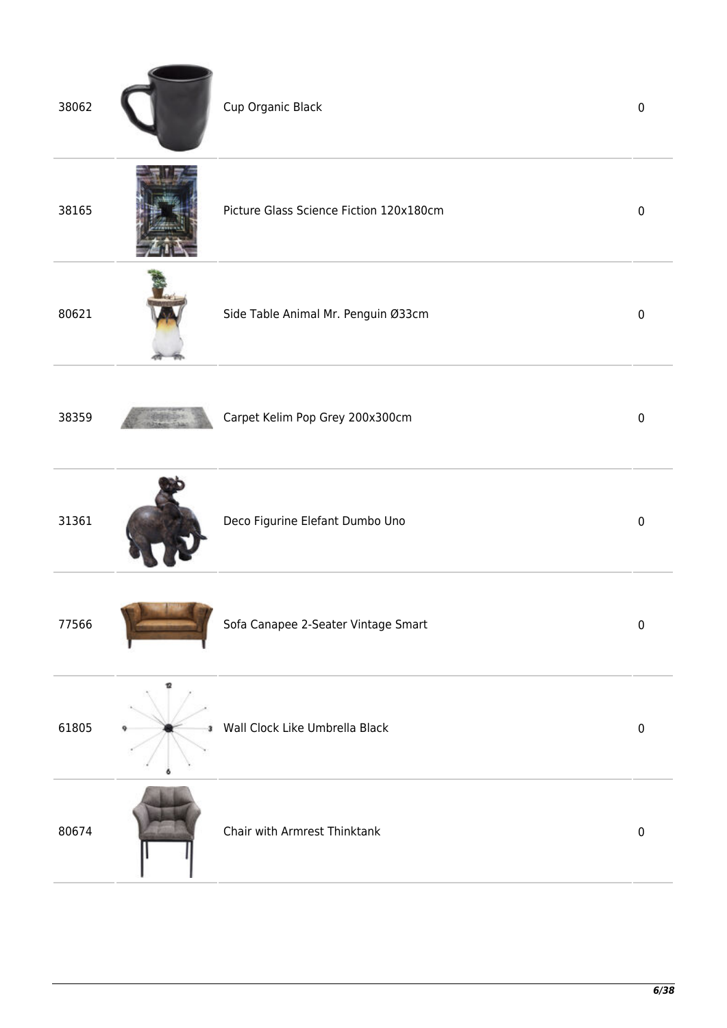| | | | |
|---|---|---|---|
| 38062 | | Cup Organic Black | 0 |
| 38165 | | Picture Glass Science Fiction 120x180cm | 0 |
| 80621 | | Side Table Animal Mr. Penguin Ø33cm | 0 |
| 38359 | | Carpet Kelim Pop Grey 200x300cm | 0 |
| 31361 | | Deco Figurine Elefant Dumbo Uno | 0 |
| 77566 | | Sofa Canapee 2-Seater Vintage Smart | 0 |
| 61805 | | Wall Clock Like Umbrella Black | 0 |
| 80674 | | Chair with Armrest Thinktank | 0 |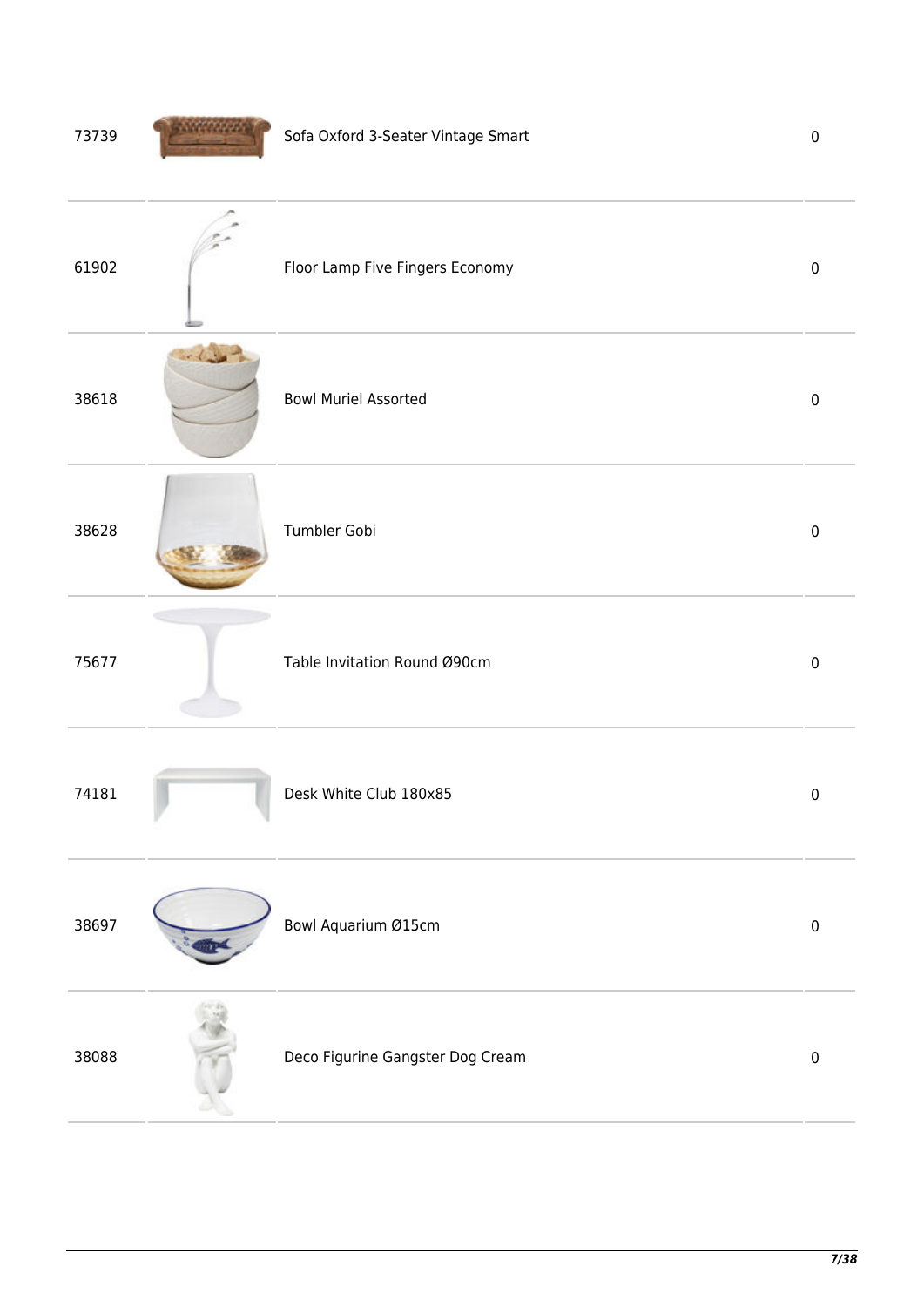| | | | |
|---|---|---|---|
| 73739 | | Sofa Oxford 3-Seater Vintage Smart | 0 |
| 61902 | | Floor Lamp Five Fingers Economy | 0 |
| 38618 | | Bowl Muriel Assorted | 0 |
| 38628 | | Tumbler Gobi | 0 |
| 75677 | | Table Invitation Round Ø90cm | 0 |
| 74181 | | Desk White Club 180x85 | 0 |
| 38697 | | Bowl Aquarium Ø15cm | 0 |
| 38088 | | Deco Figurine Gangster Dog Cream | 0 |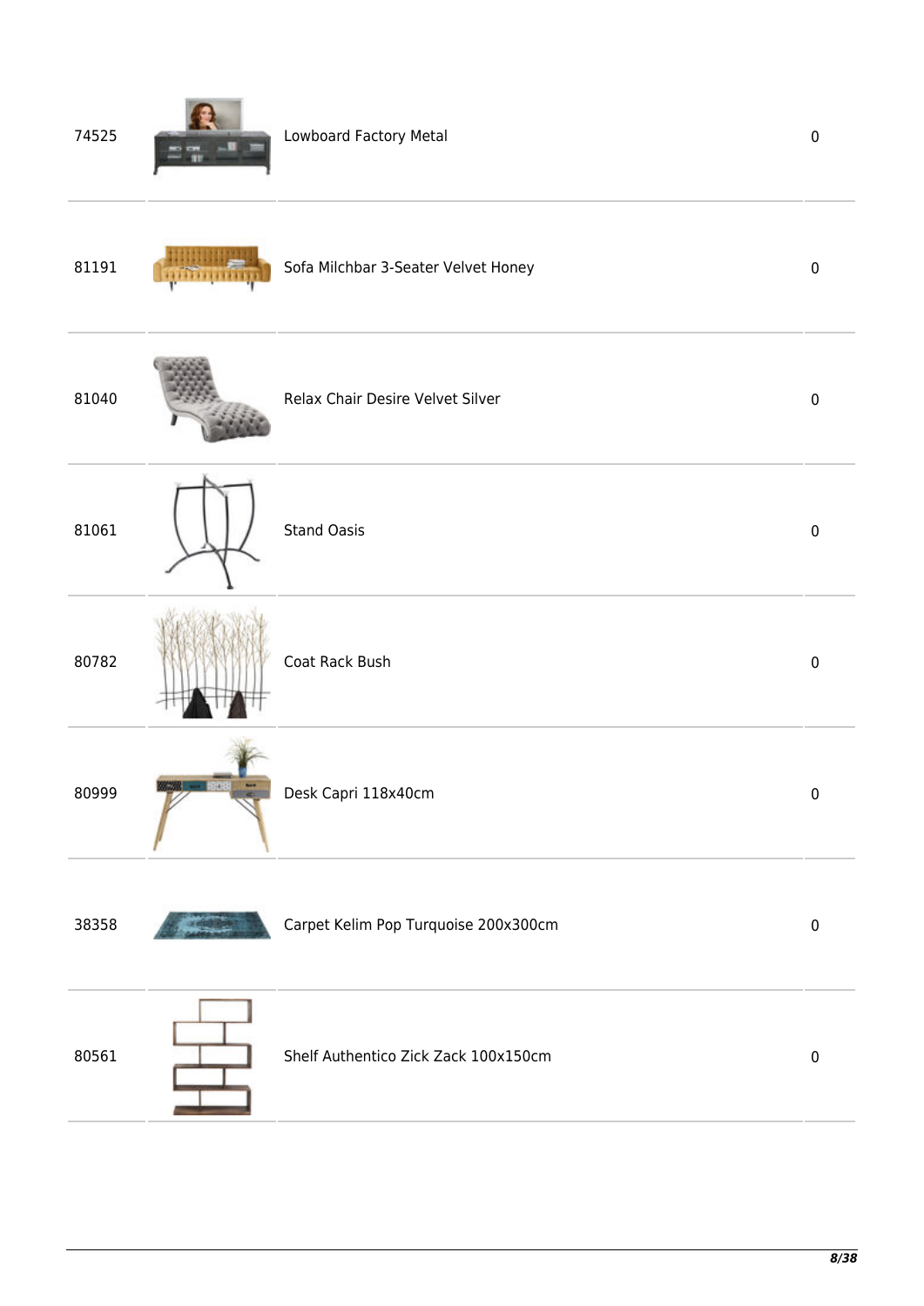| | | | |
|---|---|---|---|
| 74525 | | Lowboard Factory Metal | 0 |
| 81191 | | Sofa Milchbar 3-Seater Velvet Honey | 0 |
| 81040 | | Relax Chair Desire Velvet Silver | 0 |
| 81061 | | Stand Oasis | 0 |
| 80782 | | Coat Rack Bush | 0 |
| 80999 | | Desk Capri 118x40cm | 0 |
| 38358 | | Carpet Kelim Pop Turquoise 200x300cm | 0 |
| 80561 | | Shelf Authentico Zick Zack 100x150cm | 0 |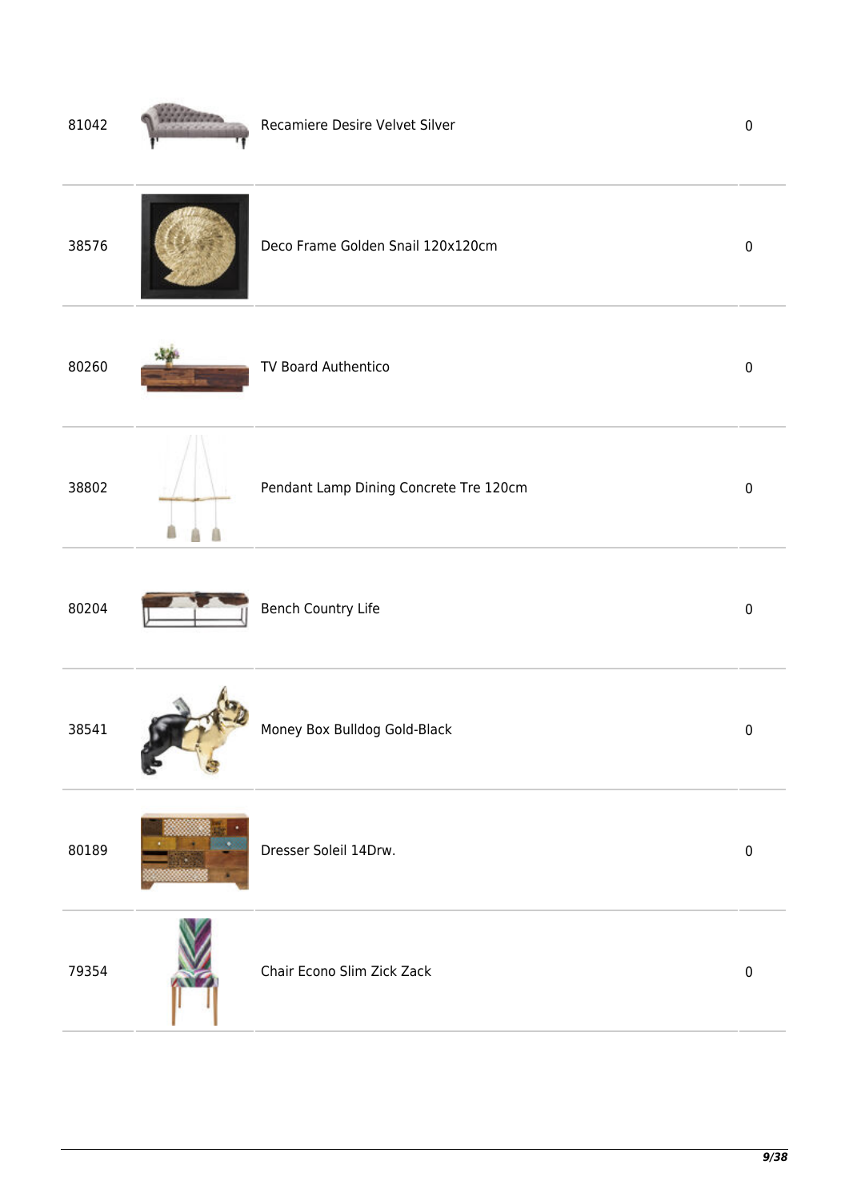| | | | |
|---|---|---|---|
| 81042 | | Recamiere Desire Velvet Silver | 0 |
| 38576 | | Deco Frame Golden Snail 120x120cm | 0 |
| 80260 | | TV Board Authentico | 0 |
| 38802 | | Pendant Lamp Dining Concrete Tre 120cm | 0 |
| 80204 | | Bench Country Life | 0 |
| 38541 | | Money Box Bulldog Gold-Black | 0 |
| 80189 | | Dresser Soleil 14Drw. | 0 |
| 79354 | | Chair Econo Slim Zick Zack | 0 |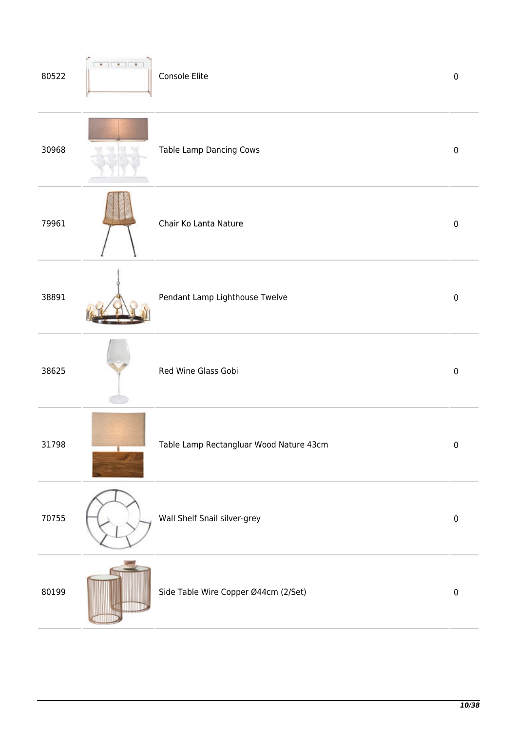| | | | |
|---|---|---|---|
| 80522 | | Console Elite | 0 |
| 30968 | | Table Lamp Dancing Cows | 0 |
| 79961 | | Chair Ko Lanta Nature | 0 |
| 38891 | | Pendant Lamp Lighthouse Twelve | 0 |
| 38625 | | Red Wine Glass Gobi | 0 |
| 31798 | | Table Lamp Rectangluar Wood Nature 43cm | 0 |
| 70755 | | Wall Shelf Snail silver-grey | 0 |
| 80199 | | Side Table Wire Copper Ø44cm (2/Set) | 0 |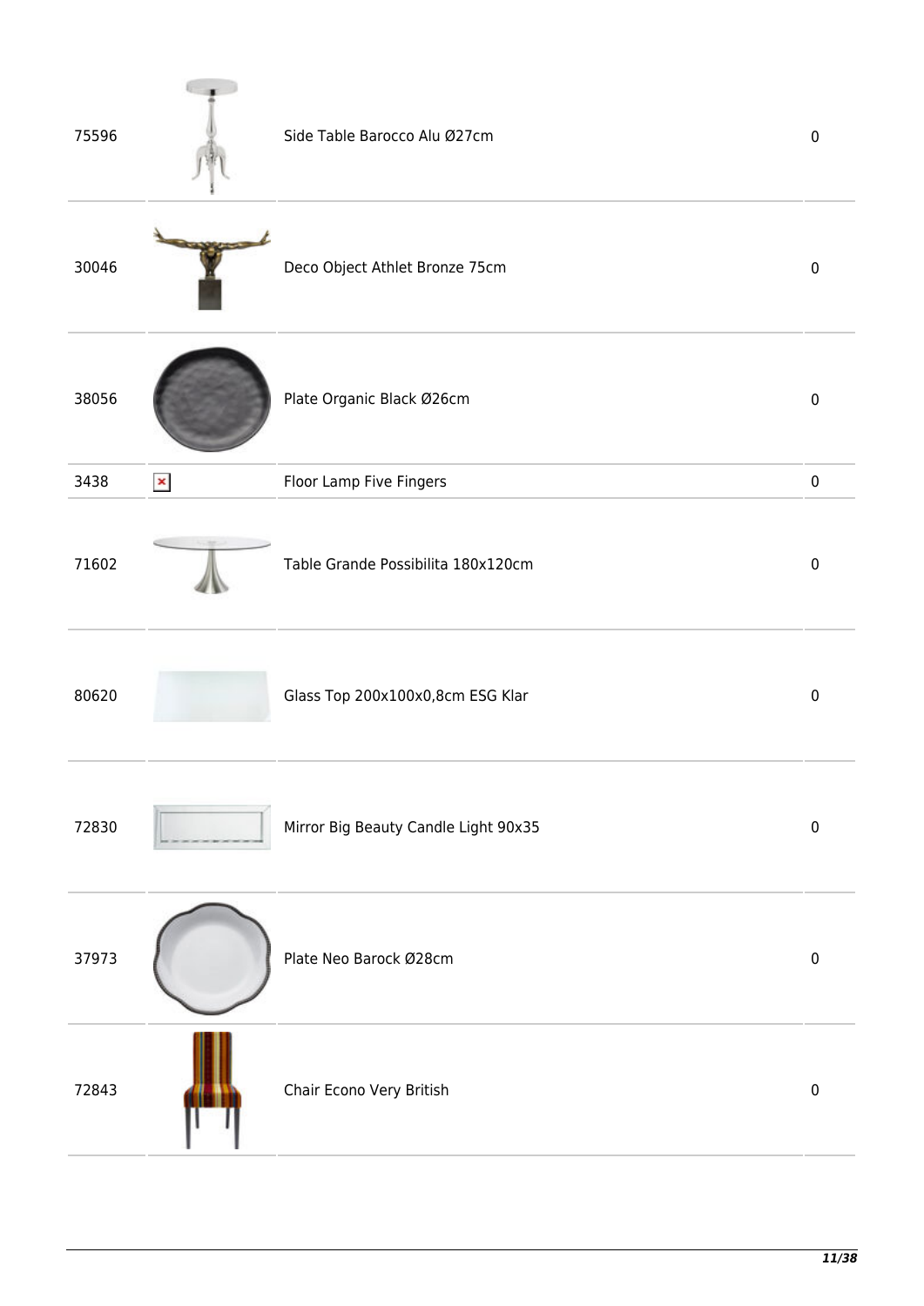| | | | |
|---|---|---|---|
| 75596 | | Side Table Barocco Alu Ø27cm | 0 |
| 30046 | | Deco Object Athlet Bronze 75cm | 0 |
| 38056 | | Plate Organic Black Ø26cm | 0 |
| 3438 | | Floor Lamp Five Fingers | 0 |
| 71602 | | Table Grande Possibilita 180x120cm | 0 |
| 80620 | | Glass Top 200x100x0,8cm ESG Klar | 0 |
| 72830 | | Mirror Big Beauty Candle Light 90x35 | 0 |
| 37973 | | Plate Neo Barock Ø28cm | 0 |
| 72843 | | Chair Econo Very British | 0 |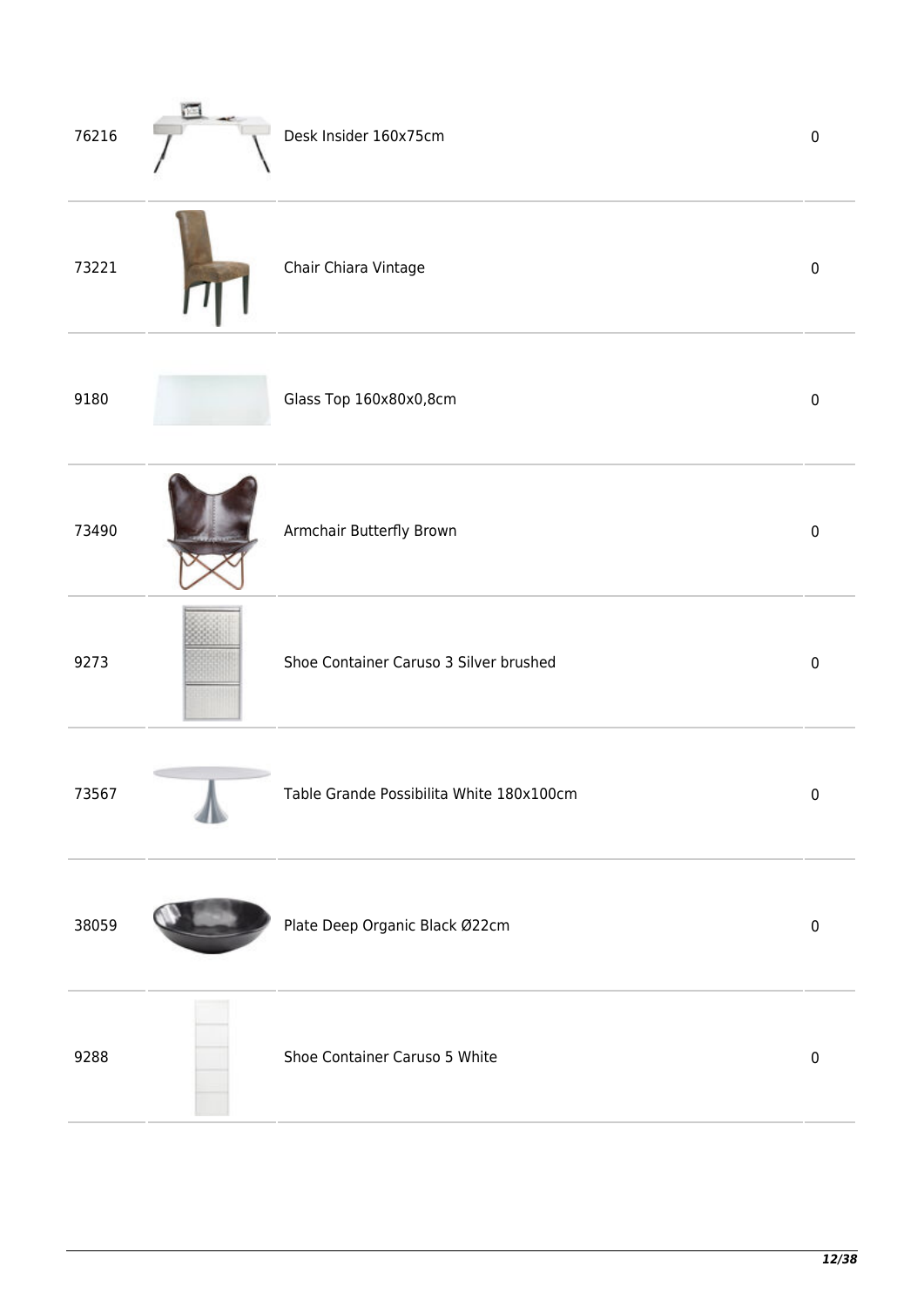| | | | |
|---|---|---|---|
| 76216 | | Desk Insider 160x75cm | 0 |
| 73221 | | Chair Chiara Vintage | 0 |
| 9180 | | Glass Top 160x80x0,8cm | 0 |
| 73490 | | Armchair Butterfly Brown | 0 |
| 9273 | | Shoe Container Caruso 3 Silver brushed | 0 |
| 73567 | | Table Grande Possibilita White 180x100cm | 0 |
| 38059 | | Plate Deep Organic Black Ø22cm | 0 |
| 9288 | | Shoe Container Caruso 5 White | 0 |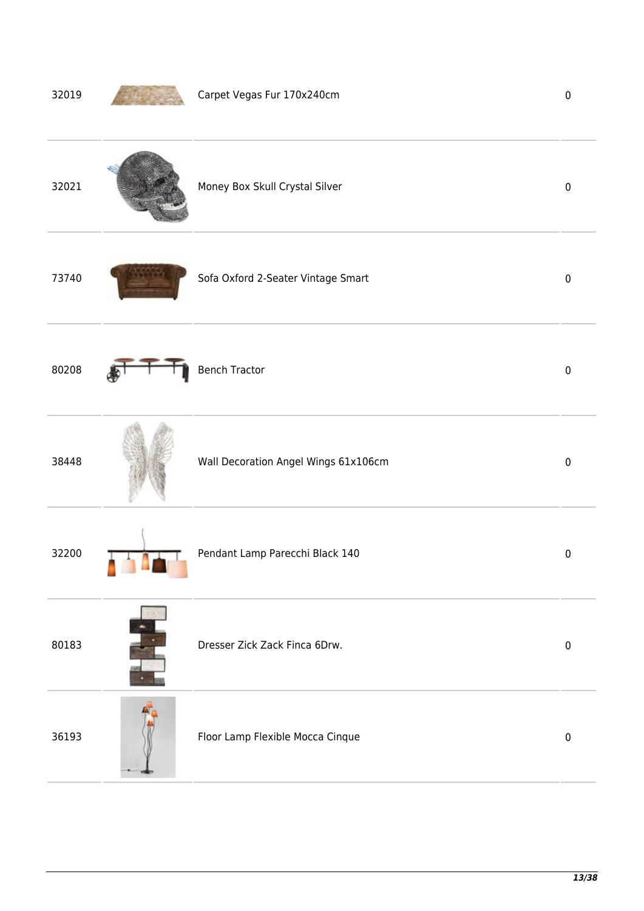| | | | |
|---|---|---|---|
| 32019 | | Carpet Vegas Fur 170x240cm | 0 |
| 32021 | | Money Box Skull Crystal Silver | 0 |
| 73740 | | Sofa Oxford 2-Seater Vintage Smart | 0 |
| 80208 | | Bench Tractor | 0 |
| 38448 | | Wall Decoration Angel Wings 61x106cm | 0 |
| 32200 | | Pendant Lamp Parecchi Black 140 | 0 |
| 80183 | | Dresser Zick Zack Finca 6Drw. | 0 |
| 36193 | | Floor Lamp Flexible Mocca Cinque | 0 |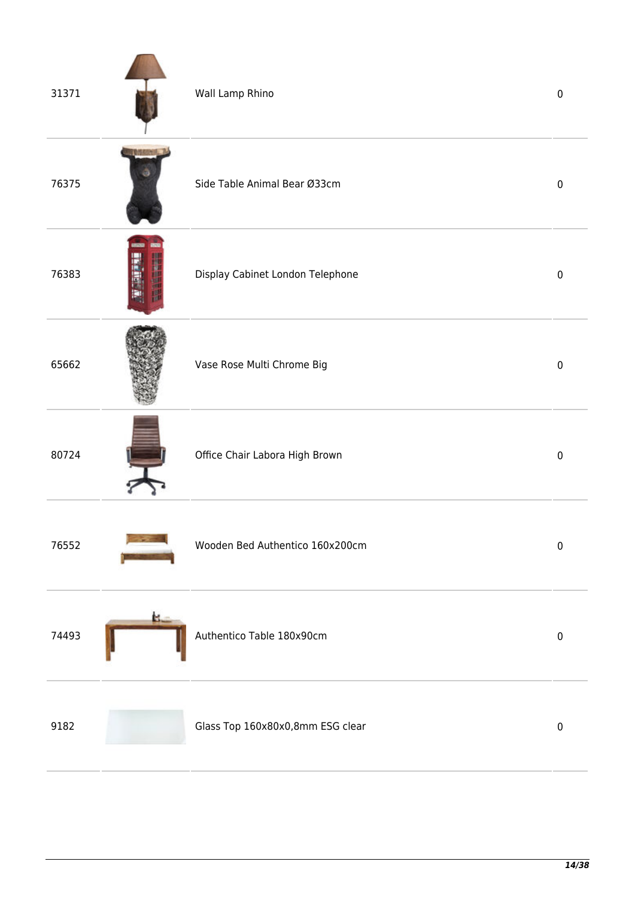| | | | |
|---|---|---|---|
| 31371 | | Wall Lamp Rhino | 0 |
| 76375 | | Side Table Animal Bear Ø33cm | 0 |
| 76383 | | Display Cabinet London Telephone | 0 |
| 65662 | | Vase Rose Multi Chrome Big | 0 |
| 80724 | | Office Chair Labora High Brown | 0 |
| 76552 | | Wooden Bed Authentico 160x200cm | 0 |
| 74493 | | Authentico Table 180x90cm | 0 |
| 9182 | | Glass Top 160x80x0,8mm ESG clear | 0 |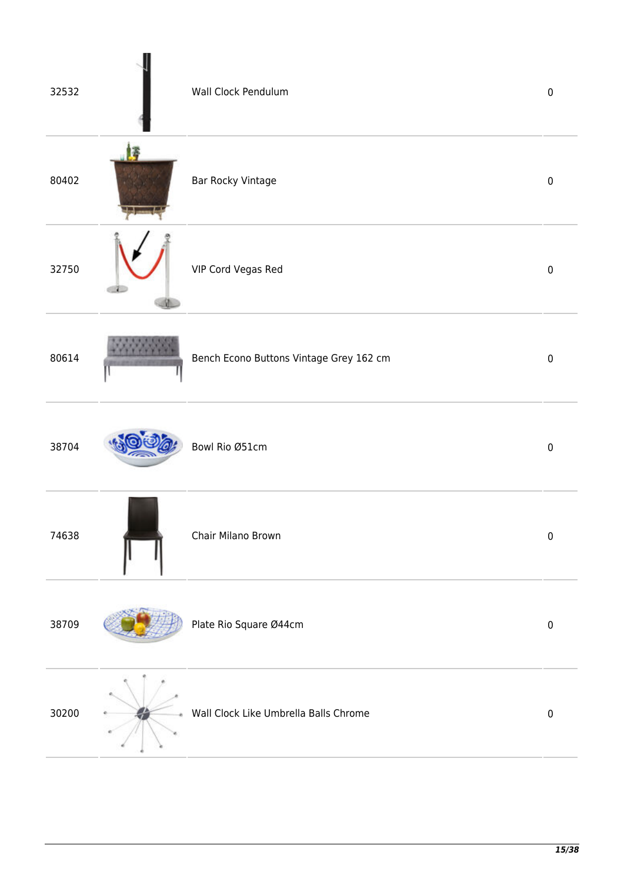| | | | |
|---|---|---|---|
| 32532 | | Wall Clock Pendulum | 0 |
| 80402 | | Bar Rocky Vintage | 0 |
| 32750 | | VIP Cord Vegas Red | 0 |
| 80614 | | Bench Econo Buttons Vintage Grey 162 cm | 0 |
| 38704 | | Bowl Rio Ø51cm | 0 |
| 74638 | | Chair Milano Brown | 0 |
| 38709 | | Plate Rio Square Ø44cm | 0 |
| 30200 | | Wall Clock Like Umbrella Balls Chrome | 0 |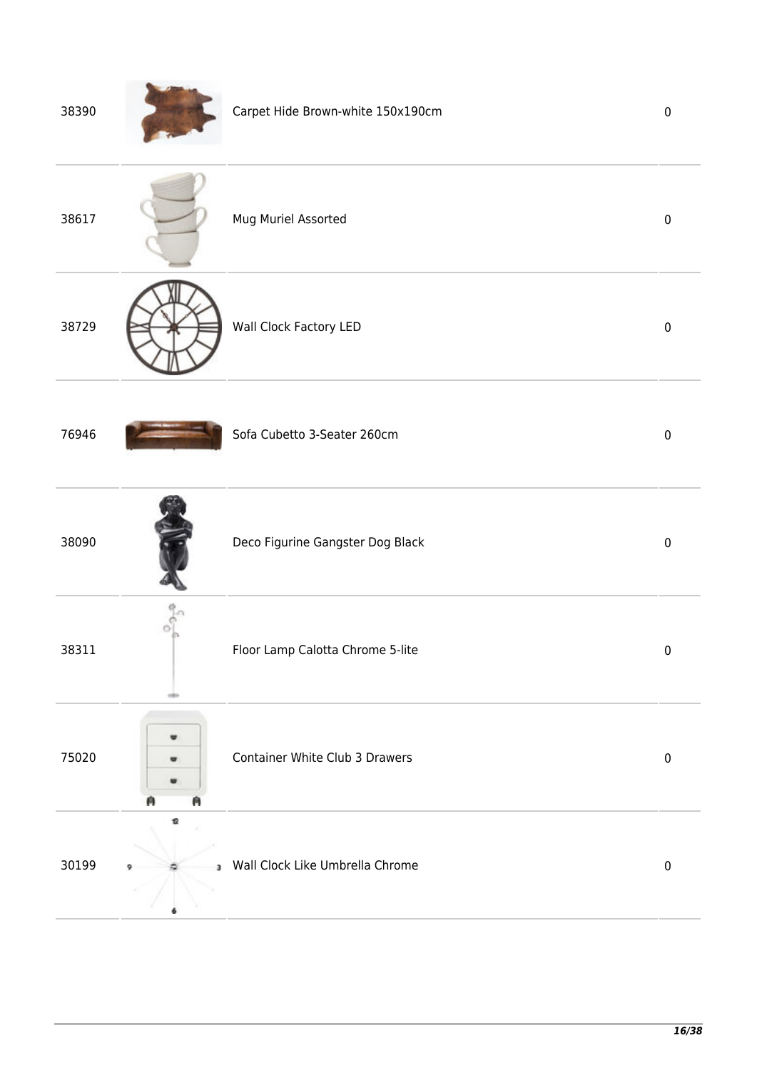| | | | |
|---|---|---|---|
| 38390 | | Carpet Hide Brown-white 150x190cm | 0 |
| 38617 | | Mug Muriel Assorted | 0 |
| 38729 | | Wall Clock Factory LED | 0 |
| 76946 | | Sofa Cubetto 3-Seater 260cm | 0 |
| 38090 | | Deco Figurine Gangster Dog Black | 0 |
| 38311 | | Floor Lamp Calotta Chrome 5-lite | 0 |
| 75020 | | Container White Club 3 Drawers | 0 |
| 30199 | | Wall Clock Like Umbrella Chrome | 0 |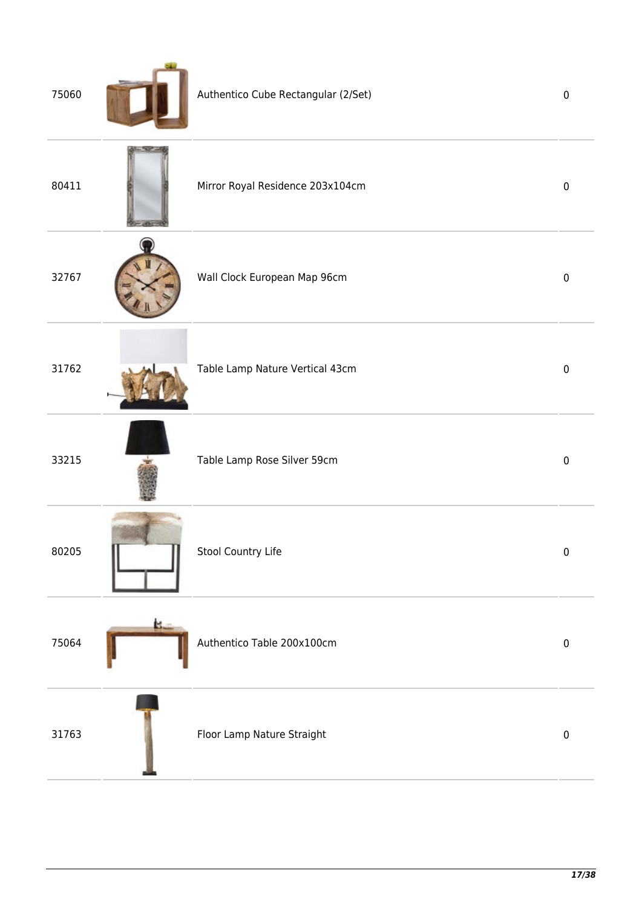| | | | |
|---|---|---|---|
| 75060 | | Authentico Cube Rectangular (2/Set) | 0 |
| 80411 | | Mirror Royal Residence 203x104cm | 0 |
| 32767 | | Wall Clock European Map 96cm | 0 |
| 31762 | | Table Lamp Nature Vertical 43cm | 0 |
| 33215 | | Table Lamp Rose Silver 59cm | 0 |
| 80205 | | Stool Country Life | 0 |
| 75064 | | Authentico Table 200x100cm | 0 |
| 31763 | | Floor Lamp Nature Straight | 0 |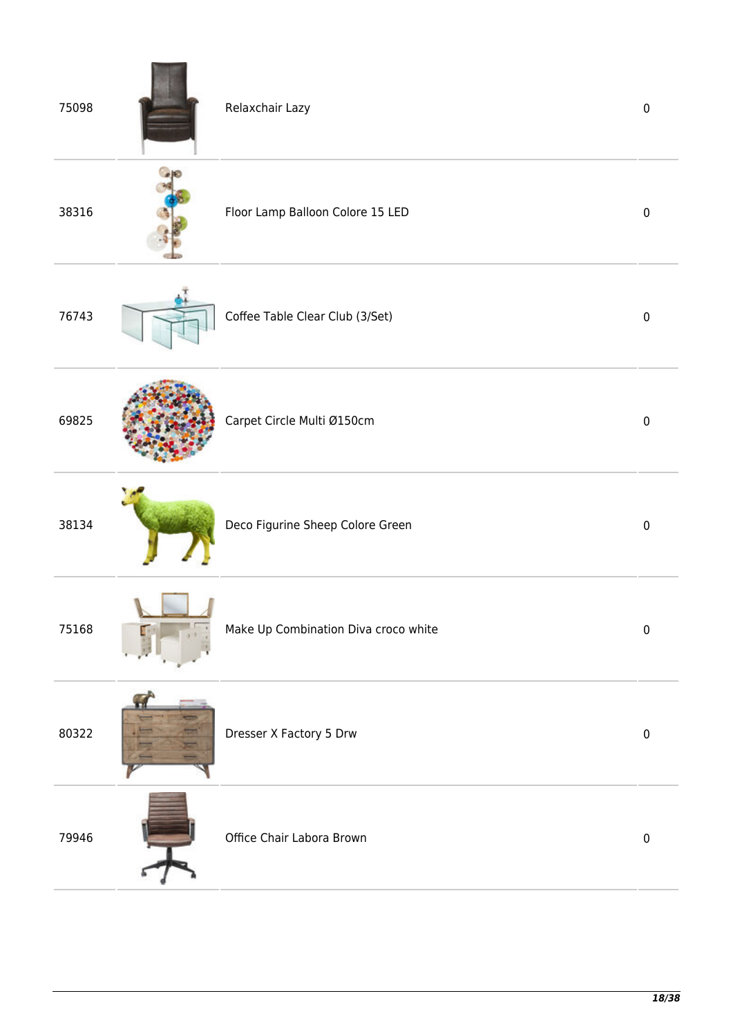| | | | |
|---|---|---|---|
| 75098 | | Relaxchair Lazy | 0 |
| 38316 | | Floor Lamp Balloon Colore 15 LED | 0 |
| 76743 | | Coffee Table Clear Club (3/Set) | 0 |
| 69825 | | Carpet Circle Multi Ø150cm | 0 |
| 38134 | | Deco Figurine Sheep Colore Green | 0 |
| 75168 | | Make Up Combination Diva croco white | 0 |
| 80322 | | Dresser X Factory 5 Drw | 0 |
| 79946 | | Office Chair Labora Brown | 0 |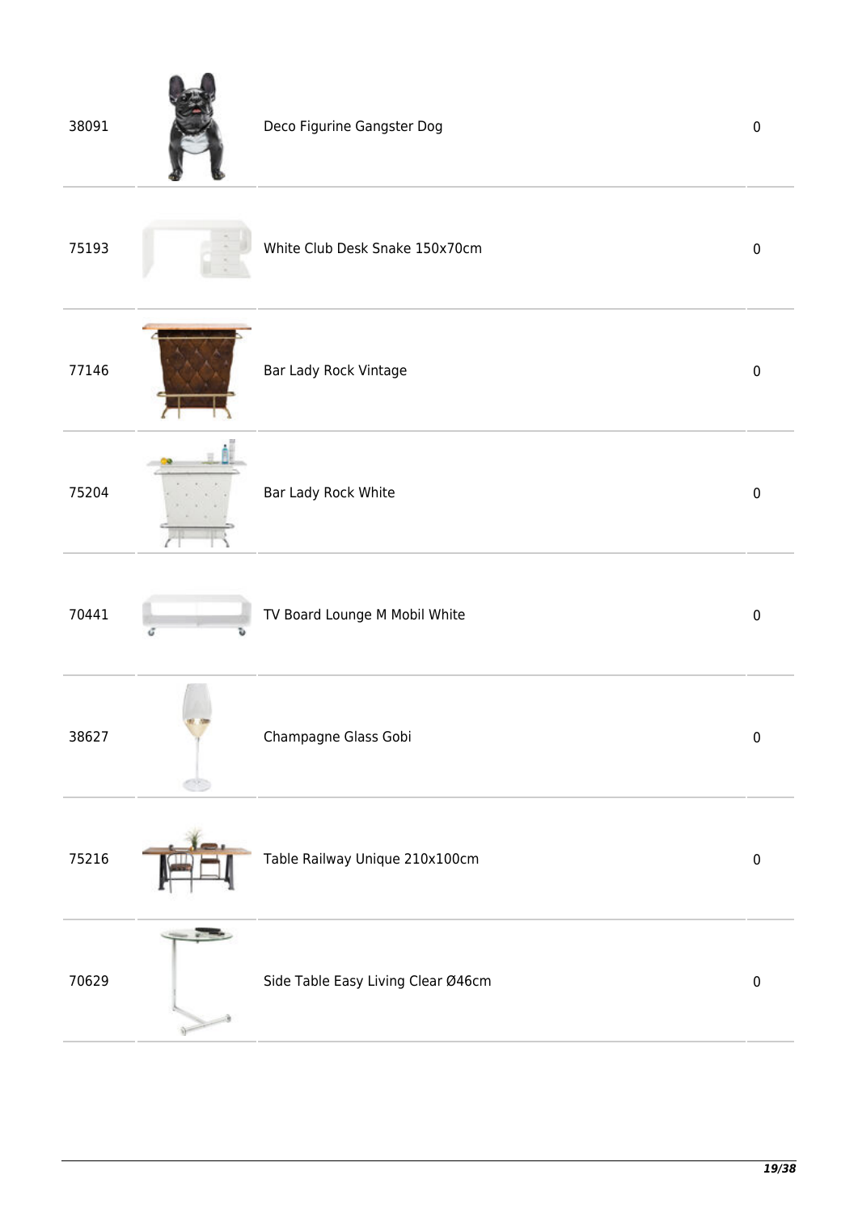| | | | |
|---|---|---|---|
| 38091 | | Deco Figurine Gangster Dog | 0 |
| 75193 | | White Club Desk Snake 150x70cm | 0 |
| 77146 | | Bar Lady Rock Vintage | 0 |
| 75204 | | Bar Lady Rock White | 0 |
| 70441 | | TV Board Lounge M Mobil White | 0 |
| 38627 | | Champagne Glass Gobi | 0 |
| 75216 | | Table Railway Unique 210x100cm | 0 |
| 70629 | | Side Table Easy Living Clear Ø46cm | 0 |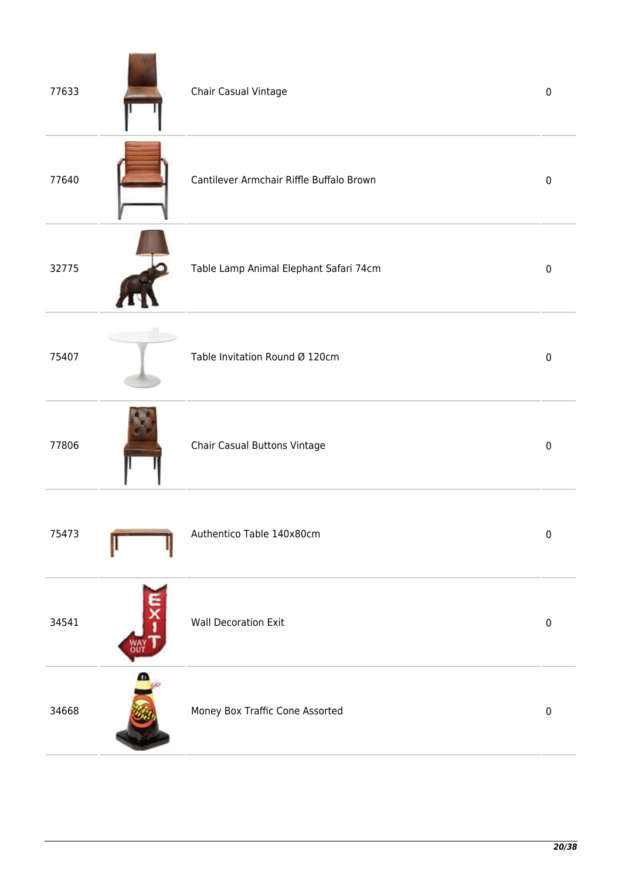| | | | |
|---|---|---|---|
| 77633 | | Chair Casual Vintage | 0 |
| 77640 | | Cantilever Armchair Riffle Buffalo Brown | 0 |
| 32775 | | Table Lamp Animal Elephant Safari 74cm | 0 |
| 75407 | | Table Invitation Round Ø 120cm | 0 |
| 77806 | | Chair Casual Buttons Vintage | 0 |
| 75473 | | Authentico Table 140x80cm | 0 |
| 34541 | | Wall Decoration Exit | 0 |
| 34668 | | Money Box Traffic Cone Assorted | 0 |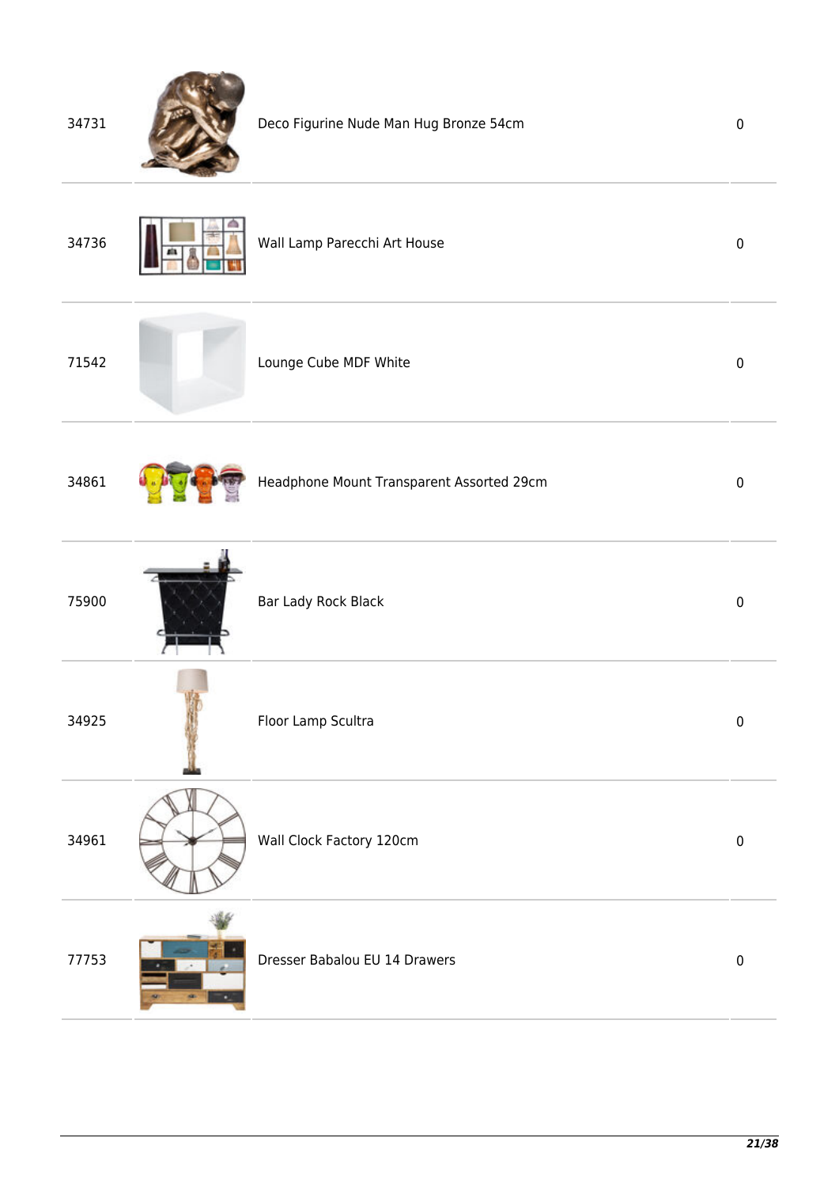| | | | |
|---|---|---|---|
| 34731 | | Deco Figurine Nude Man Hug Bronze 54cm | 0 |
| 34736 | | Wall Lamp Parecchi Art House | 0 |
| 71542 | | Lounge Cube MDF White | 0 |
| 34861 | | Headphone Mount Transparent Assorted 29cm | 0 |
| 75900 | | Bar Lady Rock Black | 0 |
| 34925 | | Floor Lamp Scultra | 0 |
| 34961 | | Wall Clock Factory 120cm | 0 |
| 77753 | | Dresser Babalou EU 14 Drawers | 0 |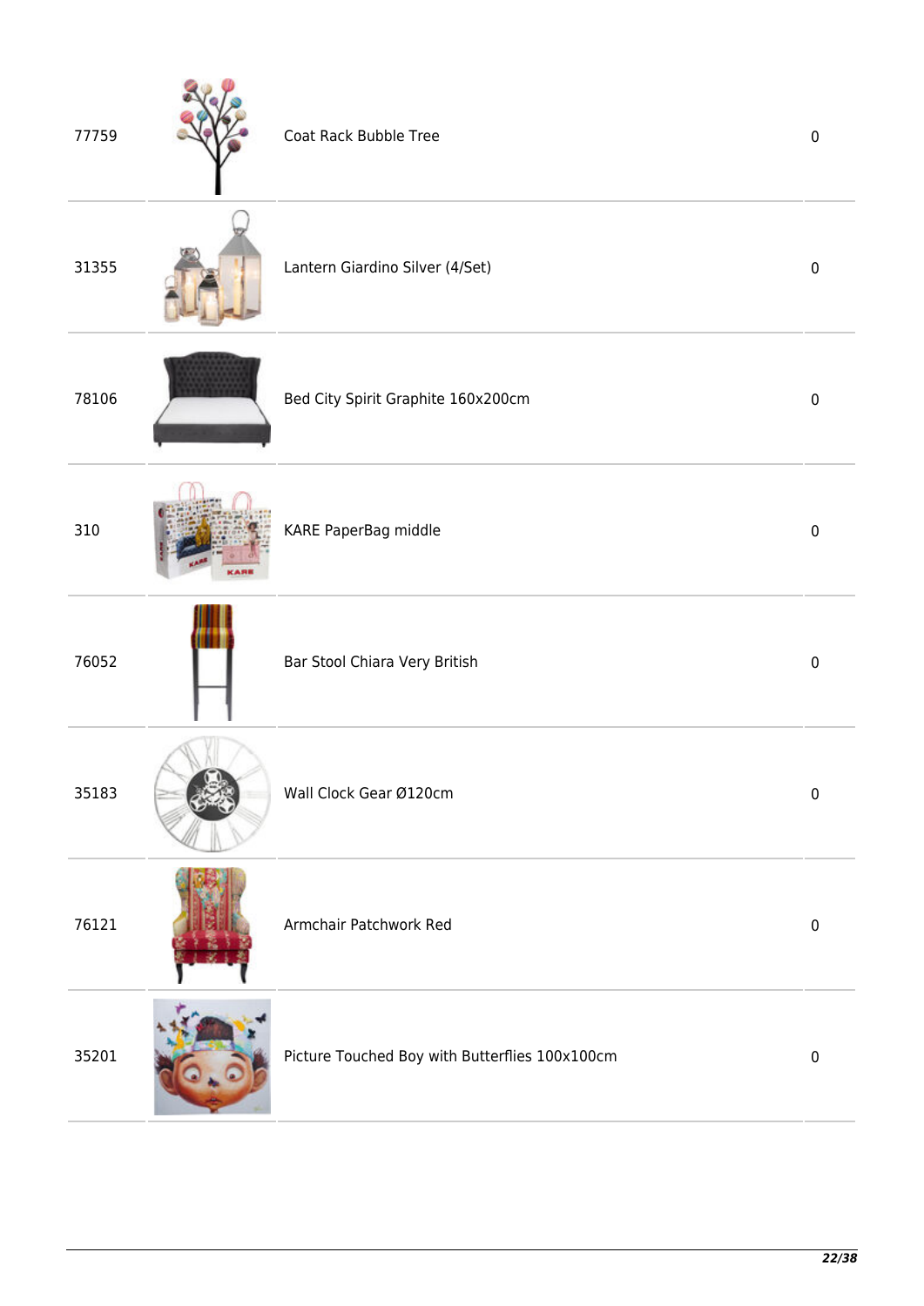| | | | |
|---|---|---|---|
| 77759 | | Coat Rack Bubble Tree | 0 |
| 31355 | | Lantern Giardino Silver (4/Set) | 0 |
| 78106 | | Bed City Spirit Graphite 160x200cm | 0 |
| 310 | | KARE PaperBag middle | 0 |
| 76052 | | Bar Stool Chiara Very British | 0 |
| 35183 | | Wall Clock Gear Ø120cm | 0 |
| 76121 | | Armchair Patchwork Red | 0 |
| 35201 | | Picture Touched Boy with Butterflies 100x100cm | 0 |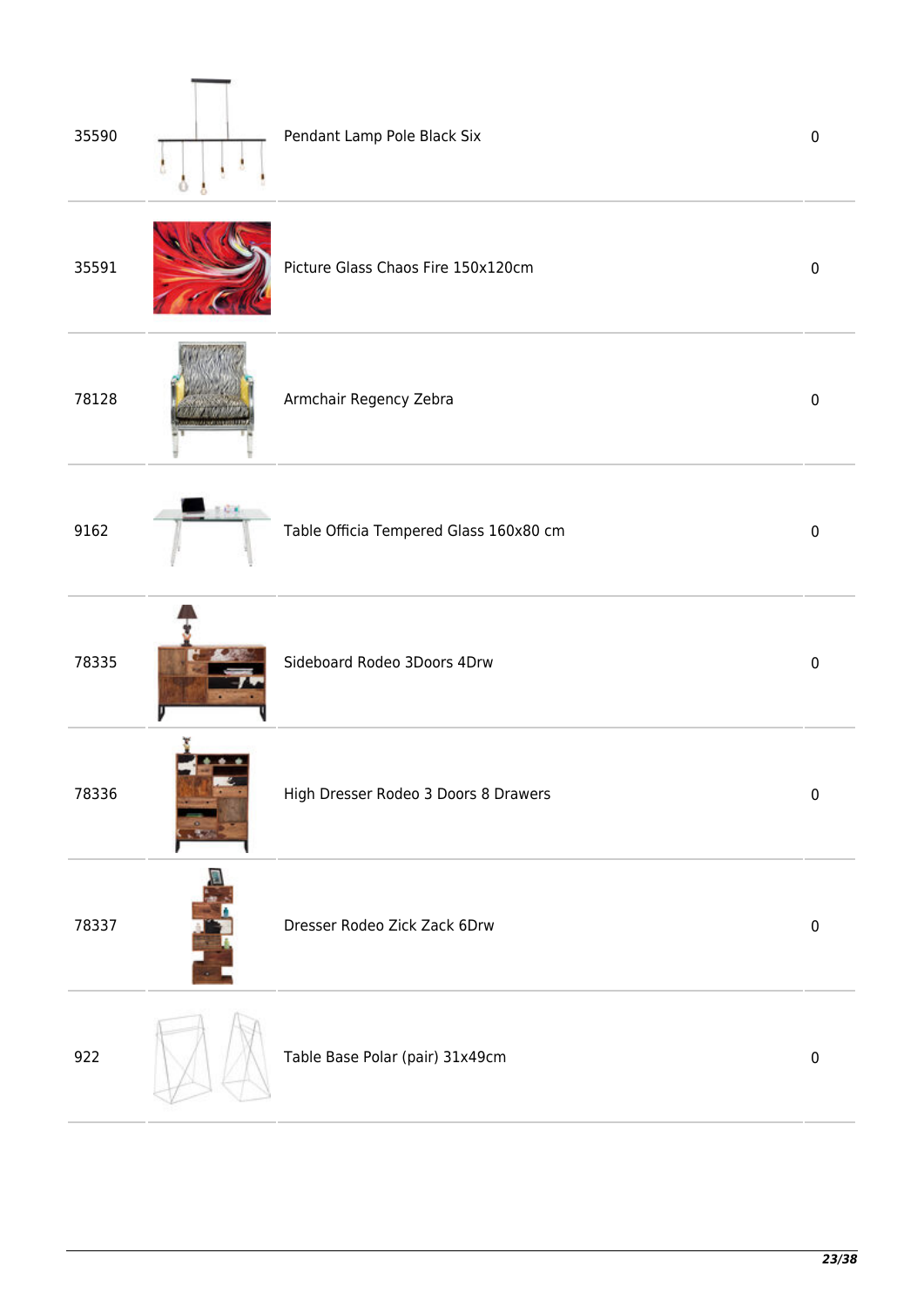| | | | |
|---|---|---|---|
| 35590 | | Pendant Lamp Pole Black Six | 0 |
| 35591 | | Picture Glass Chaos Fire 150x120cm | 0 |
| 78128 | | Armchair Regency Zebra | 0 |
| 9162 | | Table Officia Tempered Glass 160x80 cm | 0 |
| 78335 | | Sideboard Rodeo 3Doors 4Drw | 0 |
| 78336 | | High Dresser Rodeo 3 Doors 8 Drawers | 0 |
| 78337 | | Dresser Rodeo Zick Zack 6Drw | 0 |
| 922 | | Table Base Polar (pair) 31x49cm | 0 |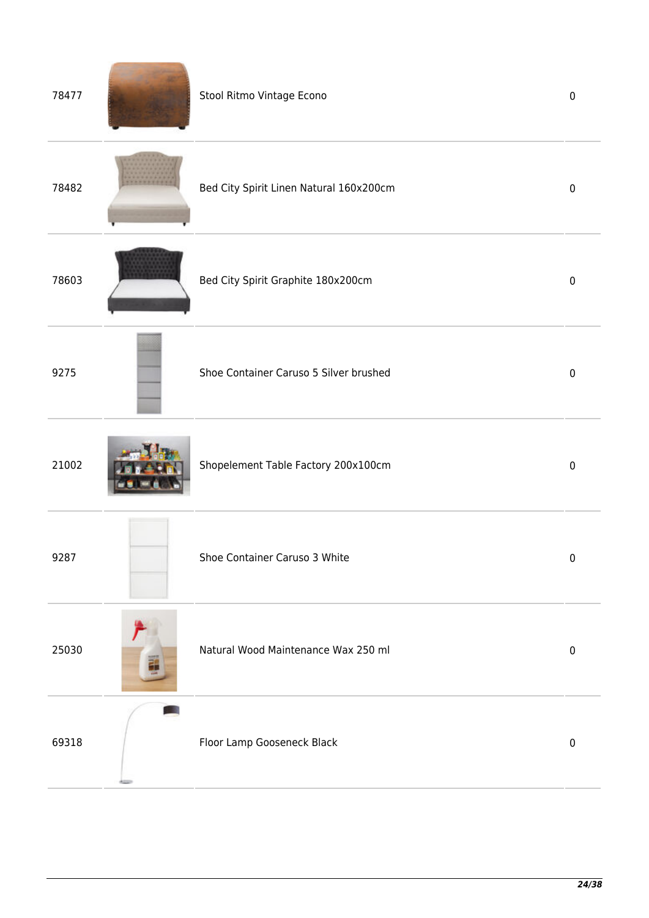| | | | |
|---|---|---|---|
| 78477 | | Stool Ritmo Vintage Econo | 0 |
| 78482 | | Bed City Spirit Linen Natural 160x200cm | 0 |
| 78603 | | Bed City Spirit Graphite 180x200cm | 0 |
| 9275 | | Shoe Container Caruso 5 Silver brushed | 0 |
| 21002 | | Shopelement Table Factory 200x100cm | 0 |
| 9287 | | Shoe Container Caruso 3 White | 0 |
| 25030 | | Natural Wood Maintenance Wax 250 ml | 0 |
| 69318 | | Floor Lamp Gooseneck Black | 0 |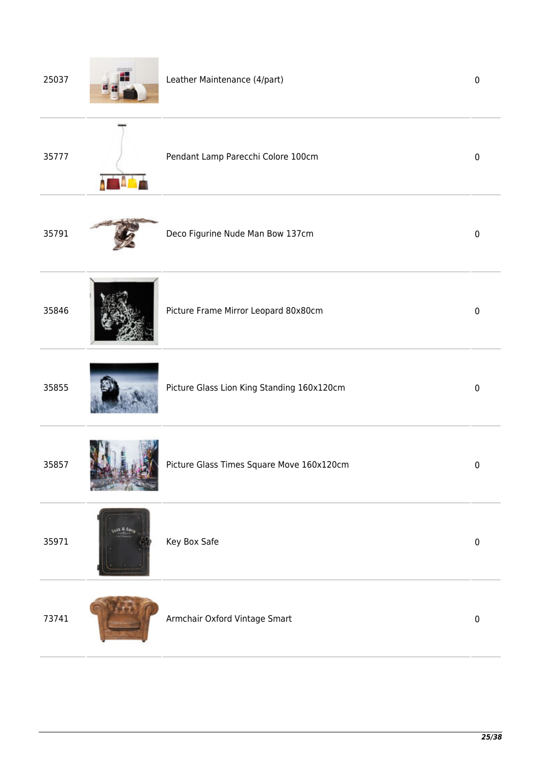| | | | |
|---|---|---|---|
| 25037 | | Leather Maintenance (4/part) | 0 |
| 35777 | | Pendant Lamp Parecchi Colore 100cm | 0 |
| 35791 | | Deco Figurine Nude Man Bow 137cm | 0 |
| 35846 | | Picture Frame Mirror Leopard 80x80cm | 0 |
| 35855 | | Picture Glass Lion King Standing 160x120cm | 0 |
| 35857 | | Picture Glass Times Square Move 160x120cm | 0 |
| 35971 | | Key Box Safe | 0 |
| 73741 | | Armchair Oxford Vintage Smart | 0 |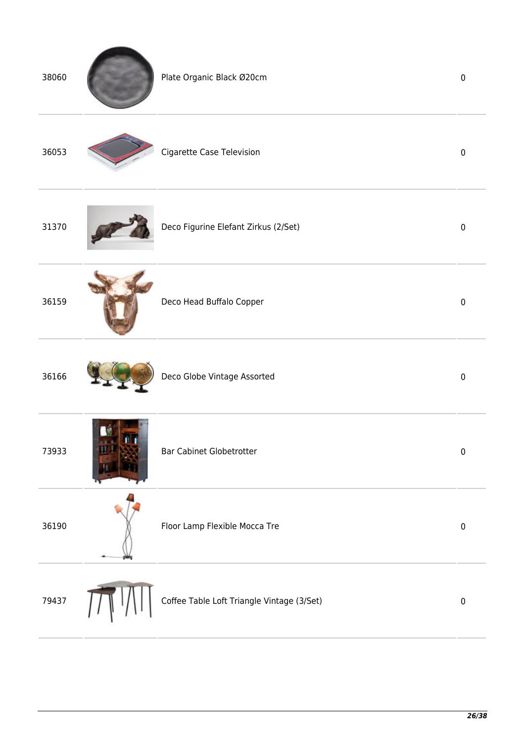| | | | |
|---|---|---|---|
| 38060 | | Plate Organic Black Ø20cm | 0 |
| 36053 | | Cigarette Case Television | 0 |
| 31370 | | Deco Figurine Elefant Zirkus (2/Set) | 0 |
| 36159 | | Deco Head Buffalo Copper | 0 |
| 36166 | | Deco Globe Vintage Assorted | 0 |
| 73933 | | Bar Cabinet Globetrotter | 0 |
| 36190 | | Floor Lamp Flexible Mocca Tre | 0 |
| 79437 | | Coffee Table Loft Triangle Vintage (3/Set) | 0 |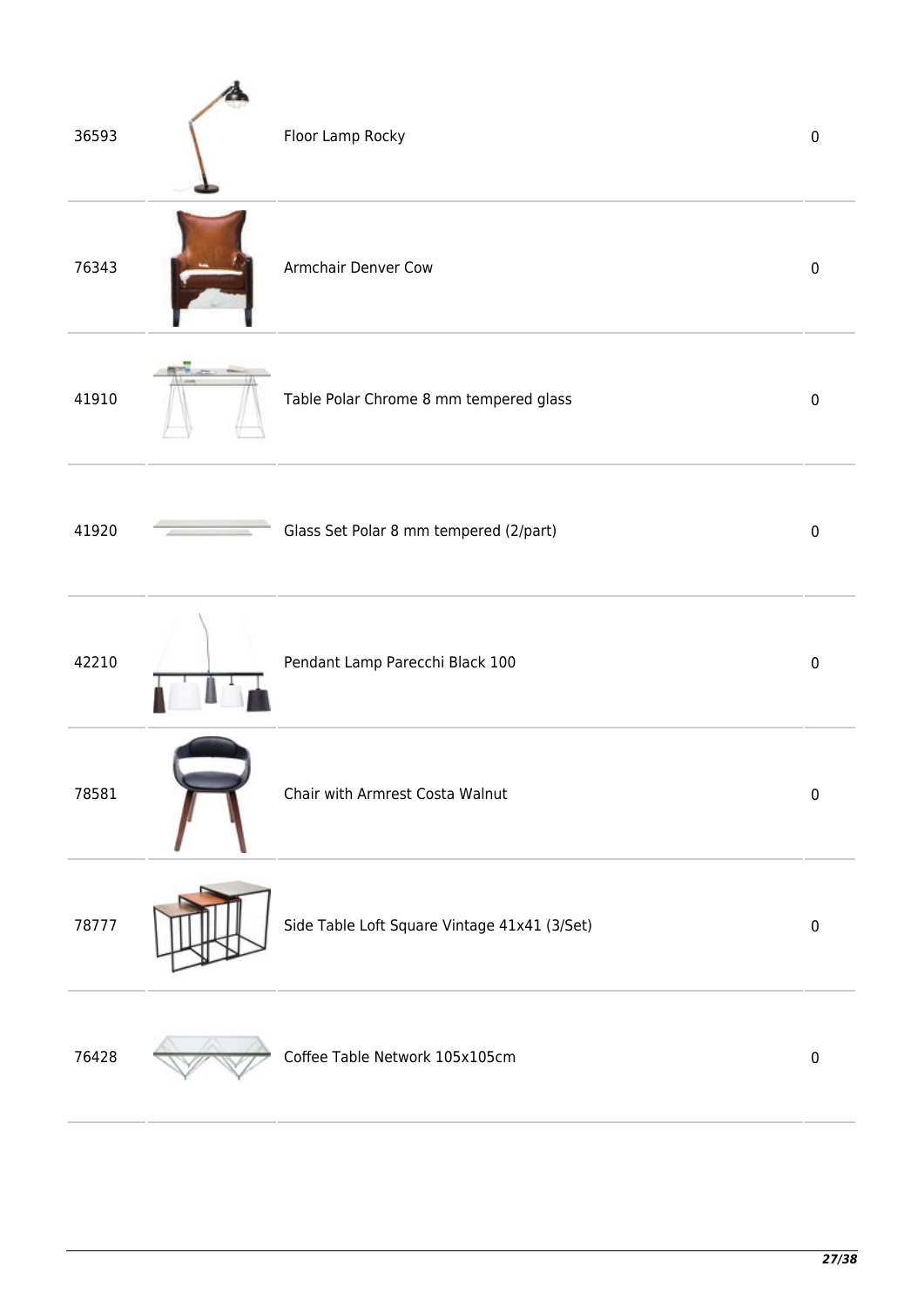| | | | |
|---|---|---|---|
| 36593 | | Floor Lamp Rocky | 0 |
| 76343 | | Armchair Denver Cow | 0 |
| 41910 | | Table Polar Chrome 8 mm tempered glass | 0 |
| 41920 | | Glass Set Polar 8 mm tempered (2/part) | 0 |
| 42210 | | Pendant Lamp Parecchi Black 100 | 0 |
| 78581 | | Chair with Armrest Costa Walnut | 0 |
| 78777 | | Side Table Loft Square Vintage 41x41 (3/Set) | 0 |
| 76428 | | Coffee Table Network 105x105cm | 0 |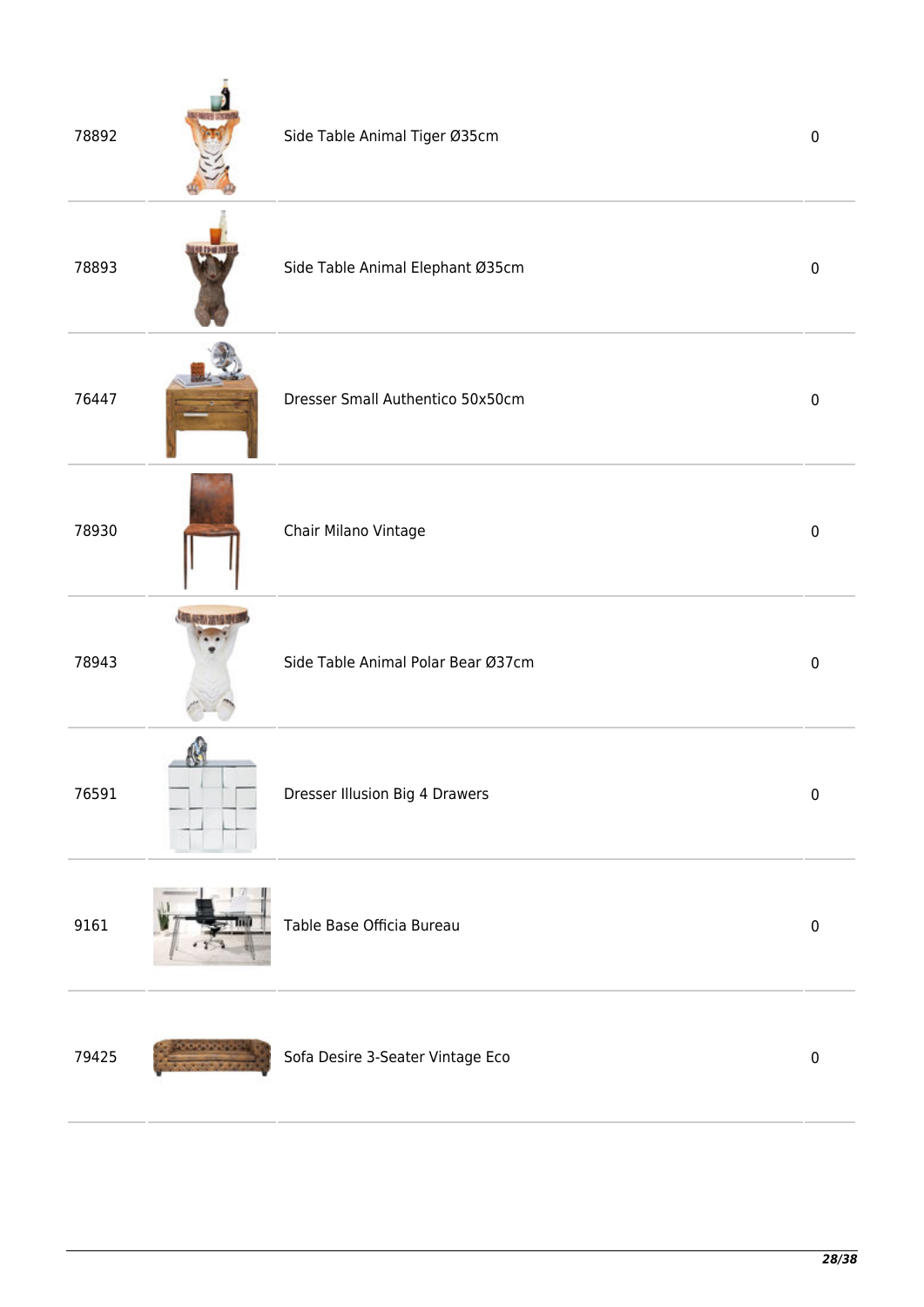| | | | |
|---|---|---|---|
| 78892 | | Side Table Animal Tiger Ø35cm | 0 |
| 78893 | | Side Table Animal Elephant Ø35cm | 0 |
| 76447 | | Dresser Small Authentico 50x50cm | 0 |
| 78930 | | Chair Milano Vintage | 0 |
| 78943 | | Side Table Animal Polar Bear Ø37cm | 0 |
| 76591 | | Dresser Illusion Big 4 Drawers | 0 |
| 9161 | | Table Base Officia Bureau | 0 |
| 79425 | | Sofa Desire 3-Seater Vintage Eco | 0 |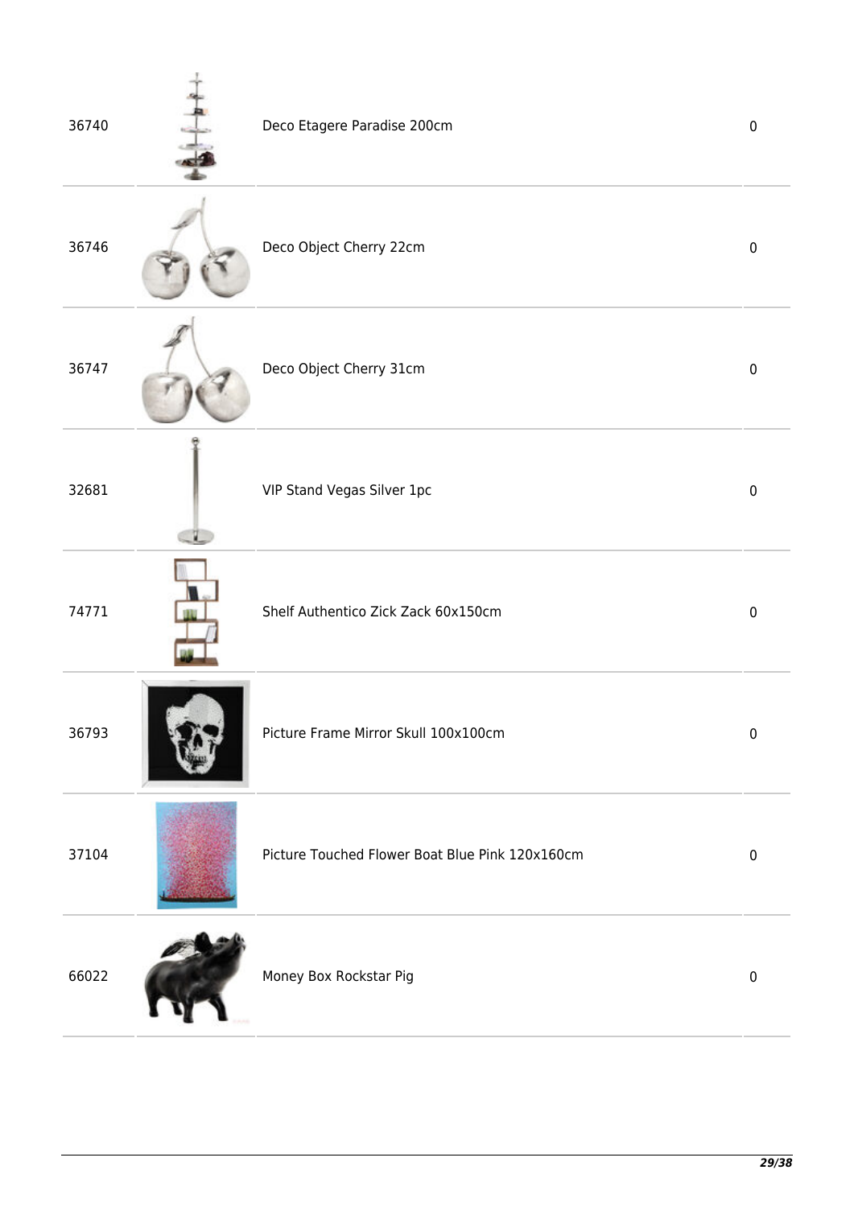| | | | |
|---|---|---|---|
| 36740 | | Deco Etagere Paradise 200cm | 0 |
| 36746 | | Deco Object Cherry 22cm | 0 |
| 36747 | | Deco Object Cherry 31cm | 0 |
| 32681 | | VIP Stand Vegas Silver 1pc | 0 |
| 74771 | | Shelf Authentico Zick Zack 60x150cm | 0 |
| 36793 | | Picture Frame Mirror Skull 100x100cm | 0 |
| 37104 | | Picture Touched Flower Boat Blue Pink 120x160cm | 0 |
| 66022 | | Money Box Rockstar Pig | 0 |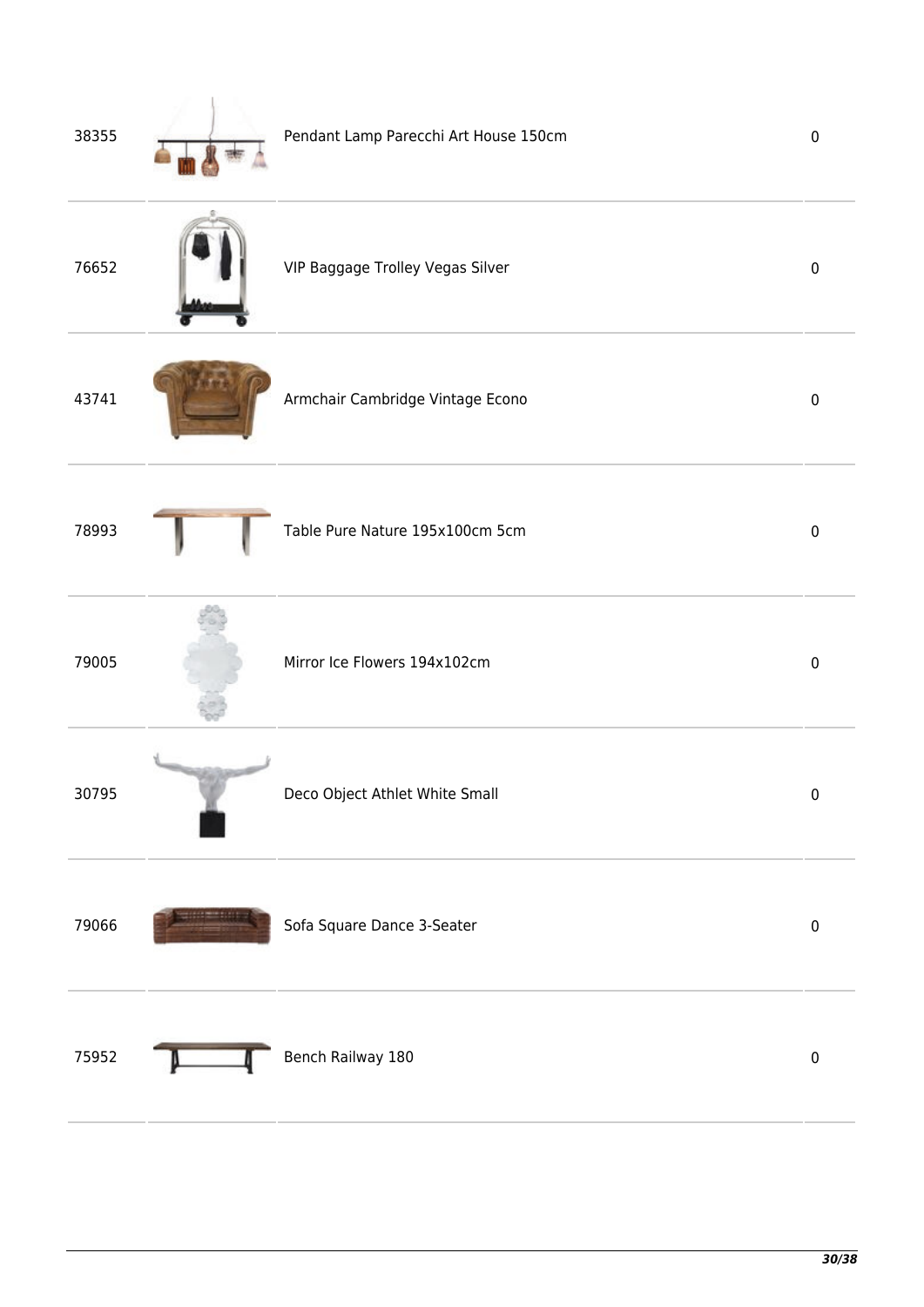| | | | |
|---|---|---|---|
| 38355 | | Pendant Lamp Parecchi Art House 150cm | 0 |
| 76652 | | VIP Baggage Trolley Vegas Silver | 0 |
| 43741 | | Armchair Cambridge Vintage Econo | 0 |
| 78993 | | Table Pure Nature 195x100cm 5cm | 0 |
| 79005 | | Mirror Ice Flowers 194x102cm | 0 |
| 30795 | | Deco Object Athlet White Small | 0 |
| 79066 | | Sofa Square Dance 3-Seater | 0 |
| 75952 | | Bench Railway 180 | 0 |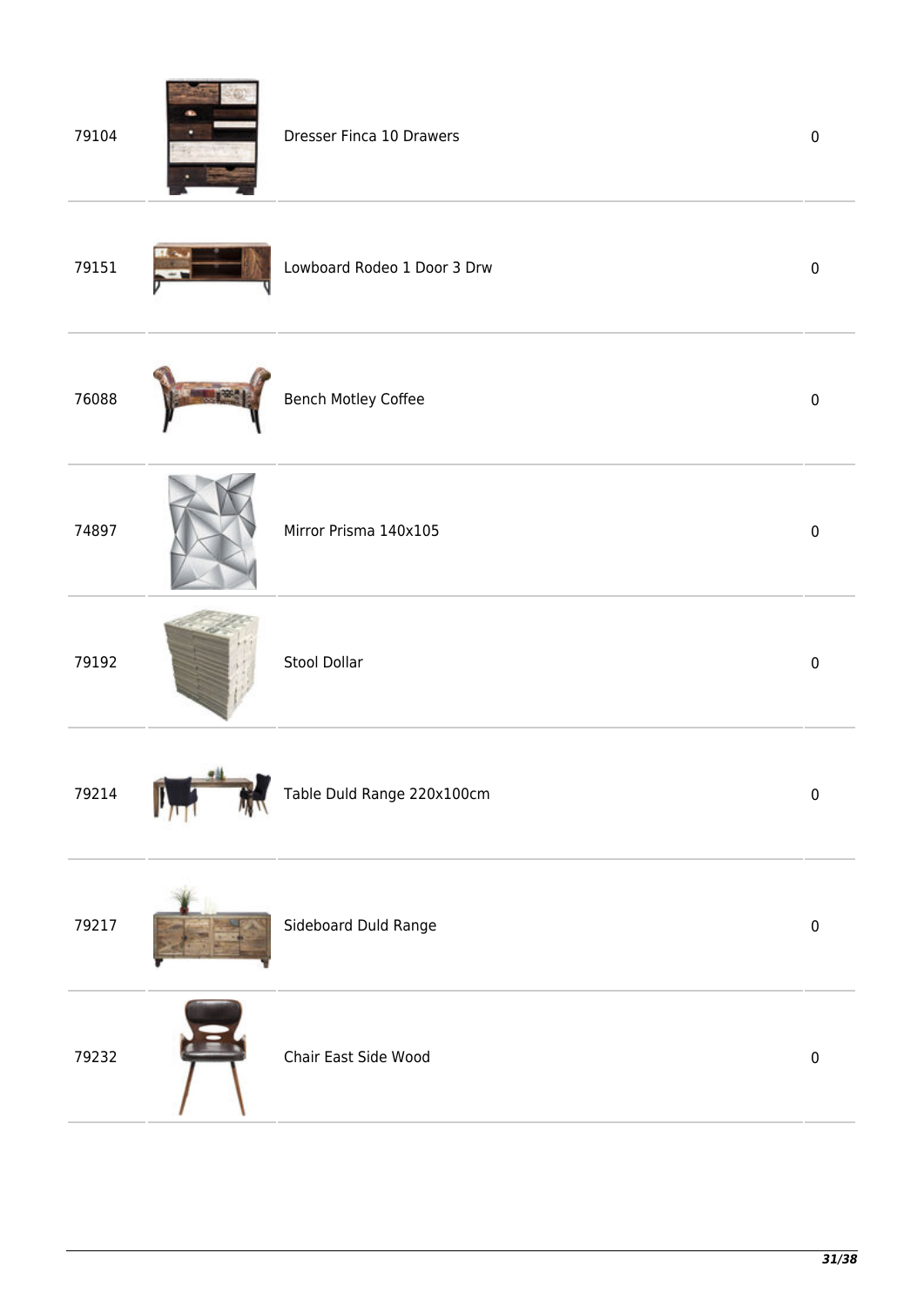| | | | |
|---|---|---|---|
| 79104 | | Dresser Finca 10 Drawers | 0 |
| 79151 | | Lowboard Rodeo 1 Door 3 Drw | 0 |
| 76088 | | Bench Motley Coffee | 0 |
| 74897 | | Mirror Prisma 140x105 | 0 |
| 79192 | | Stool Dollar | 0 |
| 79214 | | Table Duld Range 220x100cm | 0 |
| 79217 | | Sideboard Duld Range | 0 |
| 79232 | | Chair East Side Wood | 0 |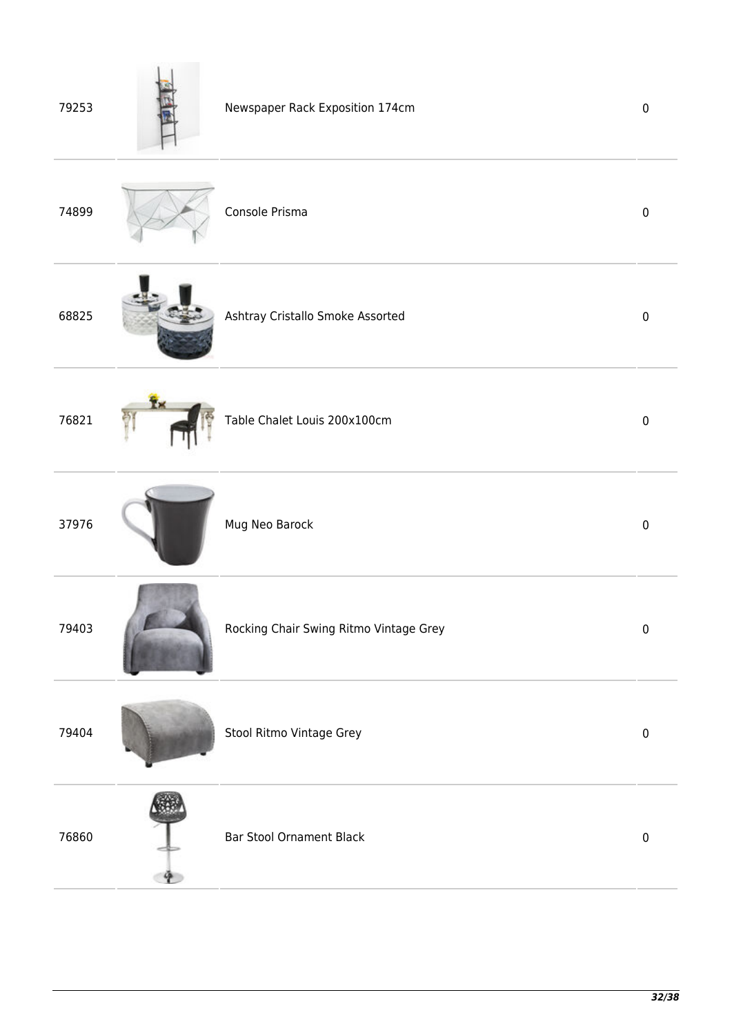| | | | |
|---|---|---|---|
| 79253 | | Newspaper Rack Exposition 174cm | 0 |
| 74899 | | Console Prisma | 0 |
| 68825 | | Ashtray Cristallo Smoke Assorted | 0 |
| 76821 | | Table Chalet Louis 200x100cm | 0 |
| 37976 | | Mug Neo Barock | 0 |
| 79403 | | Rocking Chair Swing Ritmo Vintage Grey | 0 |
| 79404 | | Stool Ritmo Vintage Grey | 0 |
| 76860 | | Bar Stool Ornament Black | 0 |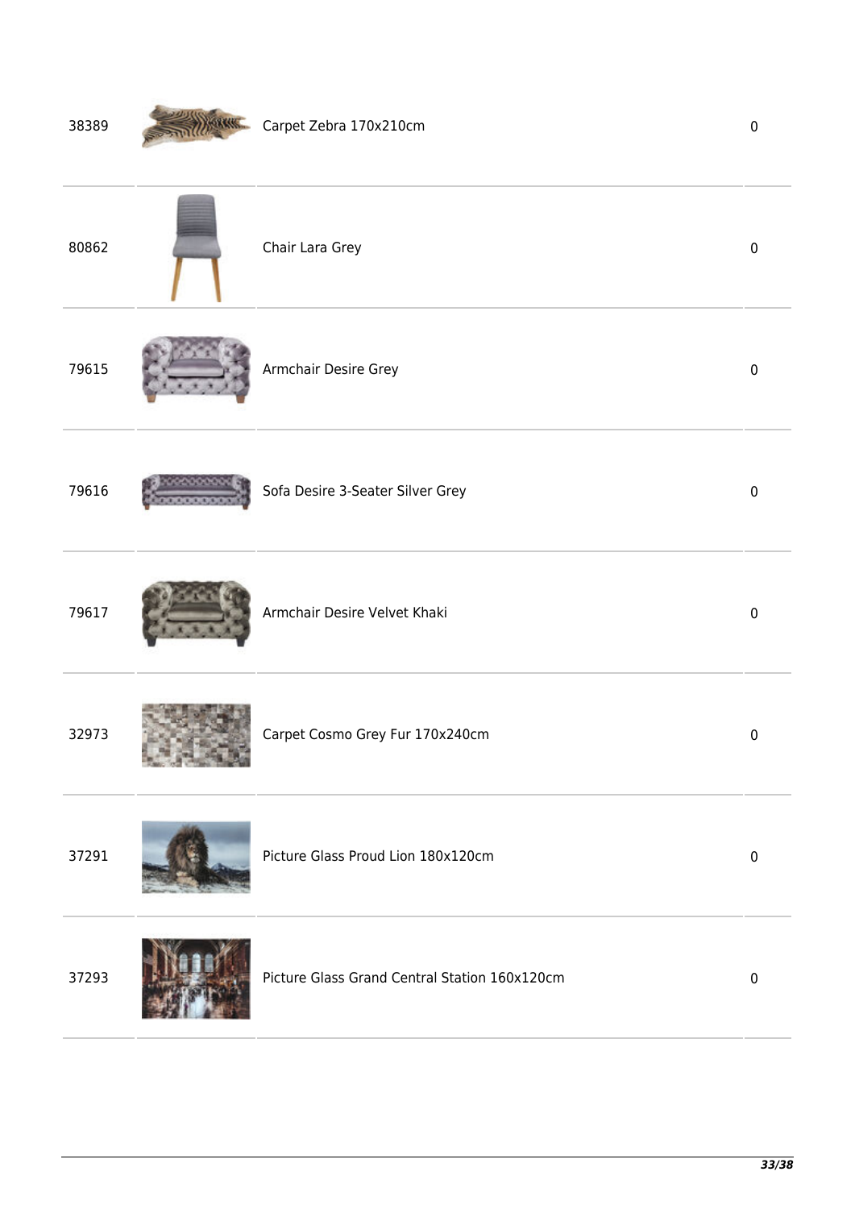| | | | |
|---|---|---|---|
| 38389 | | Carpet Zebra 170x210cm | 0 |
| 80862 | | Chair Lara Grey | 0 |
| 79615 | | Armchair Desire Grey | 0 |
| 79616 | | Sofa Desire 3-Seater Silver Grey | 0 |
| 79617 | | Armchair Desire Velvet Khaki | 0 |
| 32973 | | Carpet Cosmo Grey Fur 170x240cm | 0 |
| 37291 | | Picture Glass Proud Lion 180x120cm | 0 |
| 37293 | | Picture Glass Grand Central Station 160x120cm | 0 |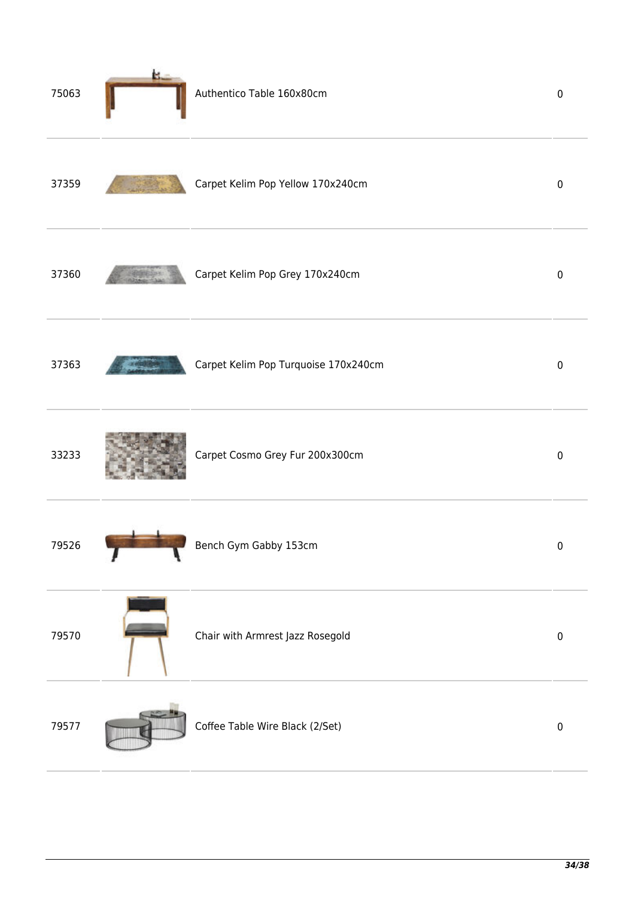| | | | |
|---|---|---|---|
| 75063 | | Authentico Table 160x80cm | 0 |
| 37359 | | Carpet Kelim Pop Yellow 170x240cm | 0 |
| 37360 | | Carpet Kelim Pop Grey 170x240cm | 0 |
| 37363 | | Carpet Kelim Pop Turquoise 170x240cm | 0 |
| 33233 | | Carpet Cosmo Grey Fur 200x300cm | 0 |
| 79526 | | Bench Gym Gabby 153cm | 0 |
| 79570 | | Chair with Armrest Jazz Rosegold | 0 |
| 79577 | | Coffee Table Wire Black (2/Set) | 0 |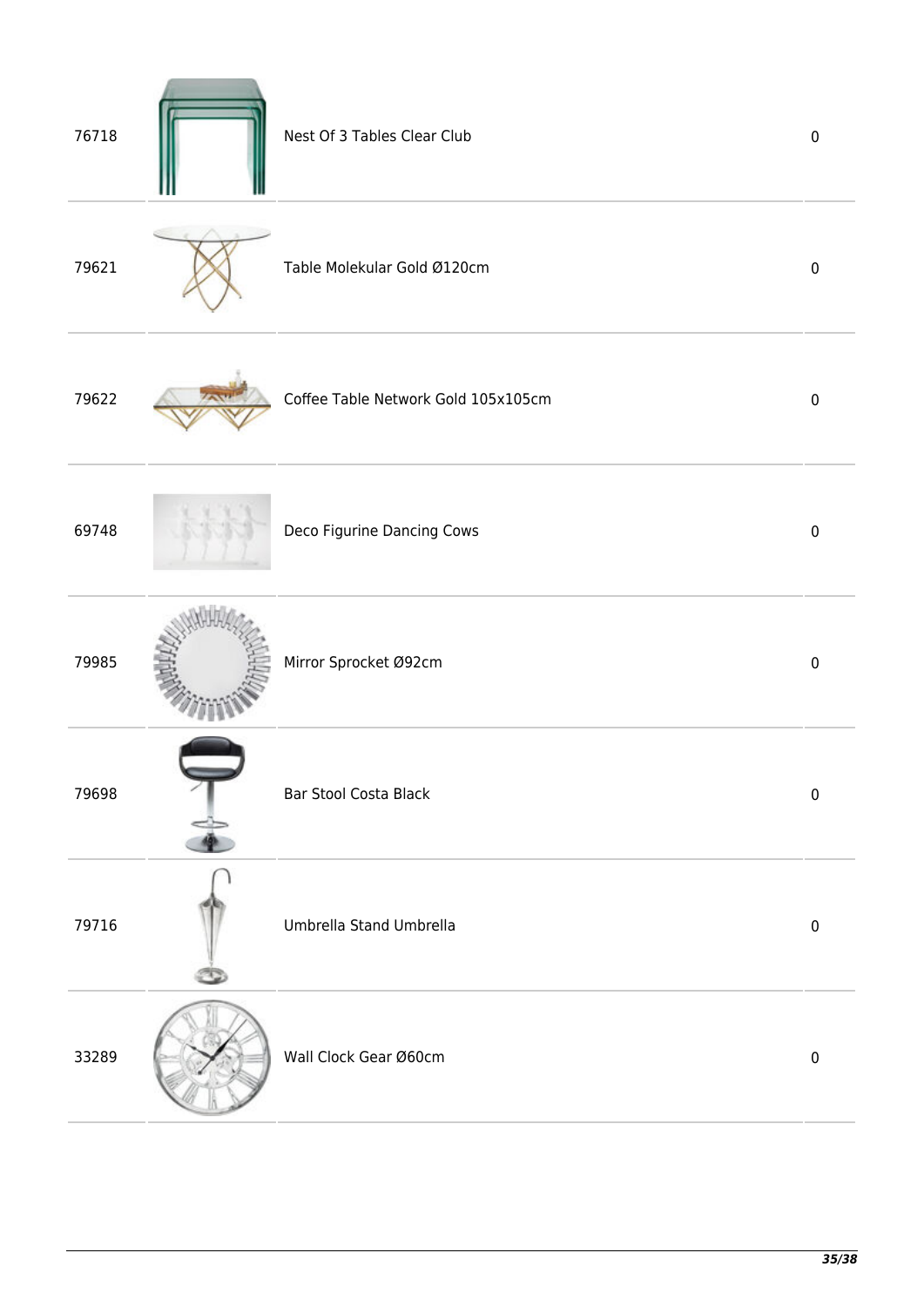| | | | |
|---|---|---|---|
| 76718 | | Nest Of 3 Tables Clear Club | 0 |
| 79621 | | Table Molekular Gold Ø120cm | 0 |
| 79622 | | Coffee Table Network Gold 105x105cm | 0 |
| 69748 | | Deco Figurine Dancing Cows | 0 |
| 79985 | | Mirror Sprocket Ø92cm | 0 |
| 79698 | | Bar Stool Costa Black | 0 |
| 79716 | | Umbrella Stand Umbrella | 0 |
| 33289 | | Wall Clock Gear Ø60cm | 0 |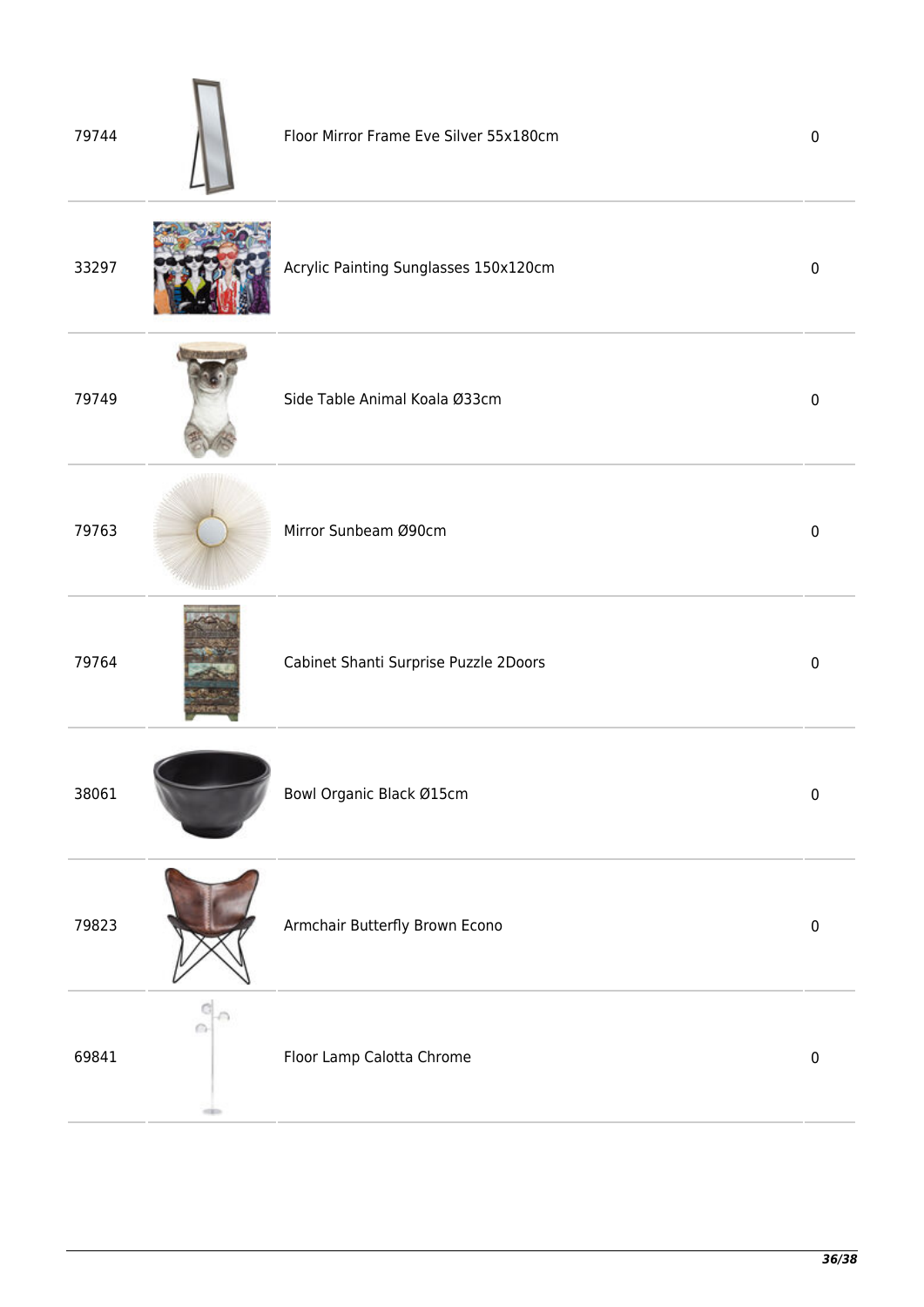| | | | |
|---|---|---|---|
| 79744 | | Floor Mirror Frame Eve Silver 55x180cm | 0 |
| 33297 | | Acrylic Painting Sunglasses 150x120cm | 0 |
| 79749 | | Side Table Animal Koala Ø33cm | 0 |
| 79763 | | Mirror Sunbeam Ø90cm | 0 |
| 79764 | | Cabinet Shanti Surprise Puzzle 2Doors | 0 |
| 38061 | | Bowl Organic Black Ø15cm | 0 |
| 79823 | | Armchair Butterfly Brown Econo | 0 |
| 69841 | | Floor Lamp Calotta Chrome | 0 |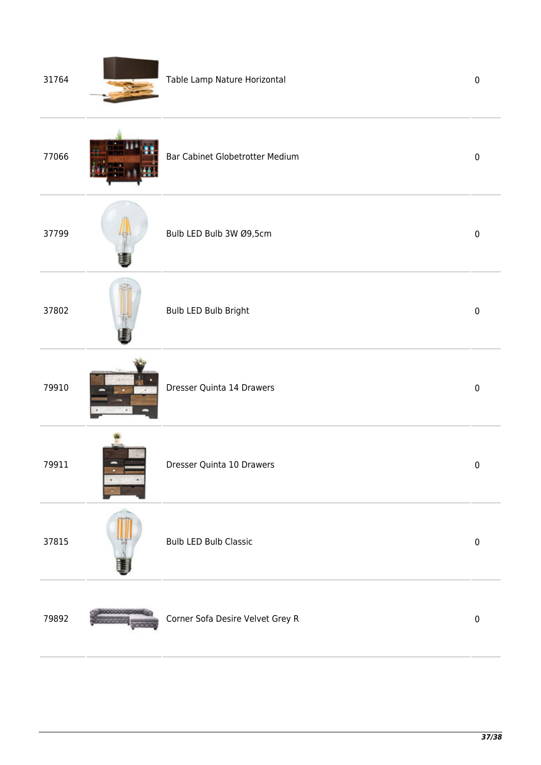| | | | |
|---|---|---|---|
| 31764 | | Table Lamp Nature Horizontal | 0 |
| 77066 | | Bar Cabinet Globetrotter Medium | 0 |
| 37799 | | Bulb LED Bulb 3W Ø9,5cm | 0 |
| 37802 | | Bulb LED Bulb Bright | 0 |
| 79910 | | Dresser Quinta 14 Drawers | 0 |
| 79911 | | Dresser Quinta 10 Drawers | 0 |
| 37815 | | Bulb LED Bulb Classic | 0 |
| 79892 | | Corner Sofa Desire Velvet Grey R | 0 |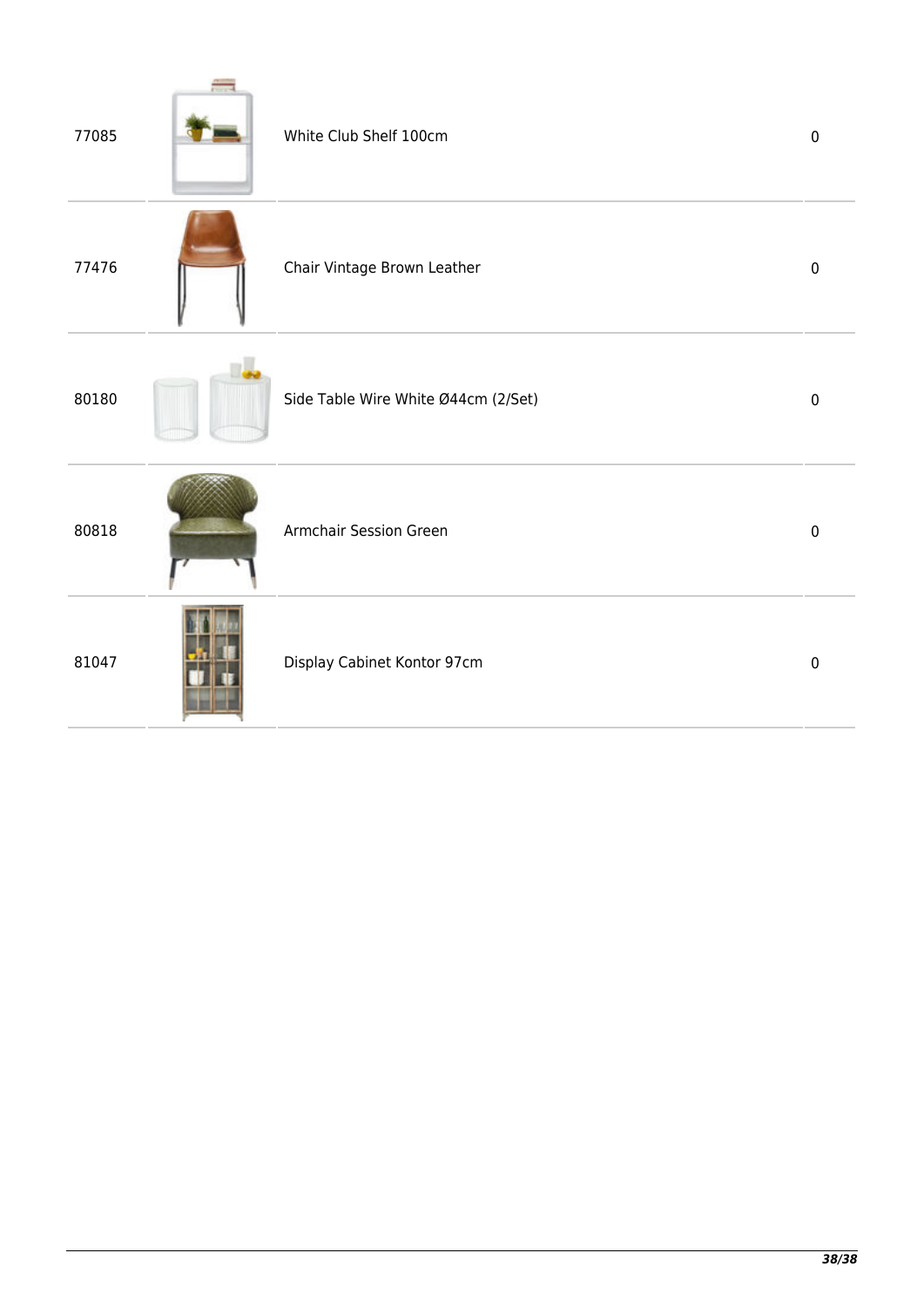| | | | |
|---|---|---|---|
| 77085 | | White Club Shelf 100cm | 0 |
| 77476 | | Chair Vintage Brown Leather | 0 |
| 80180 | | Side Table Wire White Ø44cm (2/Set) | 0 |
| 80818 | | Armchair Session Green | 0 |
| 81047 | | Display Cabinet Kontor 97cm | 0 |